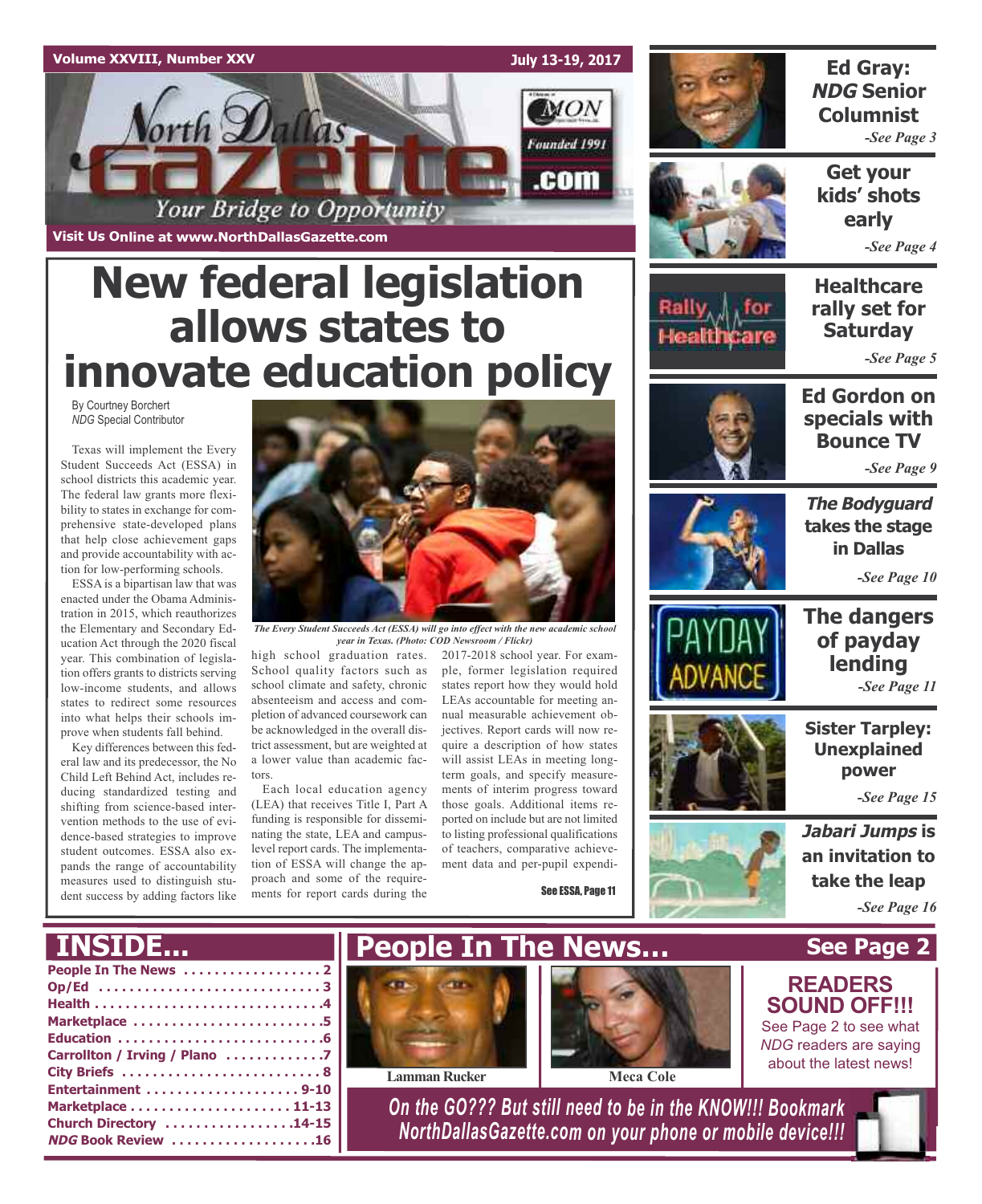Volume XXVIII, Number XXV

July 13-19, 2017

# North Dallas Gazette

Your Bridge to Opportunity

Founded 1991

Visit Us Online at www.NorthDallasGazette.com

# New federal legislation allows states to innovate education policy

By Courtney Borchert
*NDG* Special Contributor

Texas will implement the Every Student Succeeds Act (ESSA) in school districts this academic year. The federal law grants more flexibility to states in exchange for comprehensive state-developed plans that help close achievement gaps and provide accountability with action for low-performing schools.

ESSA is a bipartisan law that was enacted under the Obama Administration in 2015, which reauthorizes the Elementary and Secondary Education Act through the 2020 fiscal year. This combination of legislation offers grants to districts serving low-income students, and allows states to redirect some resources into what helps their schools improve when students fall behind.

Key differences between this federal law and its predecessor, the No Child Left Behind Act, includes reducing standardized testing and shifting from science-based intervention methods to the use of evidence-based strategies to improve student outcomes. ESSA also expands the range of accountability measures used to distinguish student success by adding factors like high school graduation rates. School quality factors such as school climate and safety, chronic absenteeism and access and completion of advanced coursework can be acknowledged in the overall district assessment, but are weighted at a lower value than academic factors.

Each local education agency (LEA) that receives Title I, Part A funding is responsible for disseminating the state, LEA and campus-level report cards. The implementation of ESSA will change the approach and some of the requirements for report cards during the 2017-2018 school year. For example, former legislation required states report how they would hold LEAs accountable for meeting annual measurable achievement objectives. Report cards will now require a description of how states will assist LEAs in meeting long-term goals, and specify measurements of interim progress toward those goals. Additional items reported on include but are not limited to listing professional qualifications of teachers, comparative achievement data and per-pupil expendi-

*The Every Student Succeeds Act (ESSA) will go into effect with the new academic school year in Texas. (Photo: COD Newsroom / Flickr)*

See ESSA, Page 11

**Ed Gray: *NDG* Senior Columnist** -See Page 3

**Get your kids' shots early** -See Page 4

**Healthcare rally set for Saturday** -See Page 5

**Ed Gordon on specials with Bounce TV** -See Page 9

***The Bodyguard* takes the stage in Dallas** -See Page 10

**The dangers of payday lending** -See Page 11

**Sister Tarpley: Unexplained power** -See Page 15

***Jabari Jumps* is an invitation to take the leap** -See Page 16

## INSIDE...

- People In The News . . . . . 2
- Op/Ed . . . . . 3
- Health . . . . . 4
- Marketplace . . . . . 5
- Education . . . . . 6
- Carrollton / Irving / Plano . . . . . 7
- City Briefs . . . . . 8
- Entertainment . . . . . 9-10
- Marketplace . . . . . 11-13
- Church Directory . . . . . 14-15
- *NDG* Book Review . . . . . 16

## People In The News... See Page 2

Lamman Rucker

Meca Cole

**READERS SOUND OFF!!!**
See Page 2 to see what *NDG* readers are saying about the latest news!

*On the GO??? But still need to be in the KNOW!!! Bookmark NorthDallasGazette.com on your phone or mobile device!!!*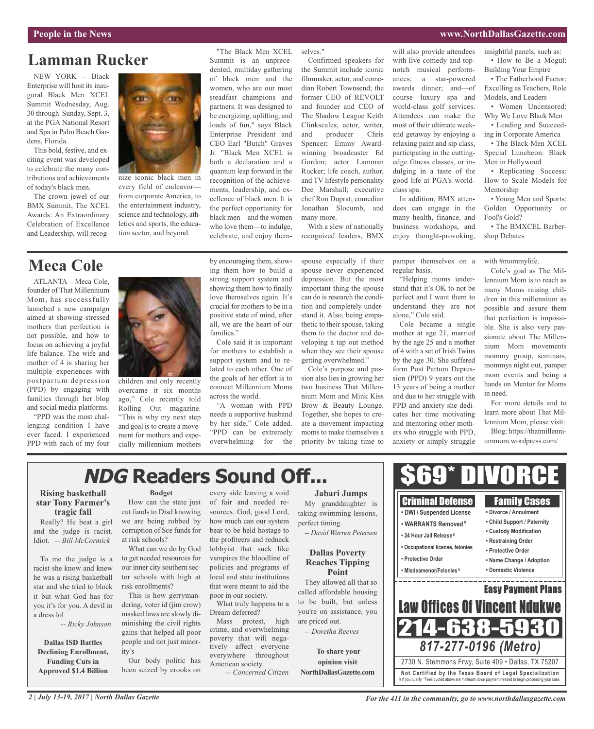# Lamman Rucker

NEW YORK -- Black Enterprise will host its inaugural Black Men XCEL Summit Wednesday, Aug. 30 through Sunday, Sept. 3, at the PGA National Resort and Spa in Palm Beach Gardens, Florida.

This bold, festive, and exciting event was developed to celebrate the many contributions and achievements of today's black men.

The crown jewel of our BMX Summit, The XCEL Awards: An Extraordinary Celebration of Excellence and Leadership, will recognize iconic black men in every field of endeavor—from corporate America, to the entertainment industry, science and technology, athletics and sports, the education sector, and beyond.

"The Black Men XCEL Summit is an unprecedented, multiday gathering of black men and the women, who are our most steadfast champions and partners. It was designed to be energizing, uplifting, and loads of fun," says Black Enterprise President and CEO Earl "Butch" Graves Jr. "Black Men XCEL is both a declaration and a quantum leap forward in the recognition of the achievements, leadership, and excellence of black men. It is the perfect opportunity for black men—and the women who love them—to indulge, celebrate, and enjoy themselves."

Confirmed speakers for the Summit include iconic filmmaker, actor, and comedian Robert Townsend; the former CEO of REVOLT and founder and CEO of The Shadow League Keith Clinkscales; actor, writer, and producer Chris Spencer; Emmy Award-winning broadcaster Ed Gordon; actor Lamman Rucker; life coach, author, and TV lifestyle personality Dee Marshall; executive chef Ron Duprat; comedian Jonathan Slocumb, and many more.

With a slew of nationally recognized leaders, BMX will also provide attendees with live comedy and top-notch musical performances; a star-powered awards dinner; and—of course—luxury spa and world-class golf services. Attendees can make the most of their ultimate weekend getaway by enjoying a relaxing paint and sip class, participating in the cutting-edge fitness classes, or indulging in a taste of the good life at PGA's world-class spa.

In addition, BMX attendees can engage in the many health, finance, and business workshops, and enjoy thought-provoking, insightful panels, such as:

- How to Be a Mogul: Building Your Empire
- The Fatherhood Factor: Excelling as Teachers, Role Models, and Leaders
- Women Uncensored: Why We Love Black Men
- Leading and Succeeding in Corporate America
- The Black Men XCEL Special Luncheon: Black Men in Hollywood
- Replicating Success: How to Scale Models for Mentorship
- Young Men and Sports: Golden Opportunity or Fool's Gold?
- The BMXCEL Barbershop Debates

# Meca Cole

ATLANTA – Meca Cole, founder of That Millennium Mom, has successfully launched a new campaign aimed at showing stressed mothers that perfection is not possible, and how to focus on achieving a joyful life balance. The wife and mother of 4 is sharing her multiple experiences with postpartum depression (PPD) by engaging with families through her blog and social media platforms.

"PPD was the most challenging condition I have ever faced. I experienced PPD with each of my four children and only recently overcame it six months ago," Cole recently told Rolling Out magazine. "This is why my next step and goal is to create a movement for mothers and especially millennium mothers by encouraging them, showing them how to build a strong support system and showing them how to finally love themselves again. It's crucial for mothers to be in a positive state of mind, after all, we are the heart of our families."

Cole said it is important for mothers to establish a support system and to related to each other. One of the goals of her effort is to connect Millennium Moms across the world.

"A woman with PPD needs a supportive husband by her side," Cole added. "PPD can be extremely overwhelming for the spouse especially if their spouse never experienced depression. But the most important thing the spouse can do is research the condition and completely understand it. Also, being empathetic to their spouse, taking them to the doctor and developing a tap out method when they see their spouse getting overwhelmed."

Cole's purpose and passion also lies in growing her two business That Millennium Mom and Mink Kiss Brow & Beauty Lounge. Together, she hopes to create a movement impacting moms to make themselves a priority by taking time to pamper themselves on a regular basis.

"Helping moms understand that it's OK to not be perfect and I want them to understand they are not alone," Cole said.

Cole became a single mother at age 21, married by the age 25 and a mother of 4 with a set of Irish Twins by the age 30. She suffered form Post Partum Depression (PPD) 9 years out the 13 years of being a mother and due to her struggle with PPD and anxiety she dedicates her time motivating and mentoring other mothers who struggle with PPD, anxiety or simply struggle with #mommylife.

Cole's goal as The Millennium Mom is to reach as many Moms raising children in this millennium as possible and assure them that perfection is impossible. She is also very passionate about The Millennium Mom movements mommy group, seminars, mommys night out, pamper mom events and being a hands on Mentor for Moms in need.

For more details and to learn more about That Millennium Mom, please visit:

Blog: https://thatmillenniummom.wordpress.com/

# *NDG* Readers Sound Off...

### Rising basketball star Tony Farmer's tragic fall

Really? He beat a girl and the judge is racist. Idiot. *-- Bill McCormick*

To me the judge is a racist she know and knew he was a rising basketball star and she tried to block it but what God has for you it's for you. A devil in a dress lol

*-- Ricky Johnson*

### Dallas ISD Battles Declining Enrollment, Funding Cuts in Approved $1.4 Billion Budget

How can the state just cut funds to Disd knowing we are being robbed by corruption of Sce funds for at risk schools?

What can we do by God to get needed resources for our inner city southern sector schools with high at risk enrollments?

This is how gerrymandering, voter id (jim crow) masked laws are slowly diminishing the civil rights gains that helped all poor people and not just minority's

Our body politic has been seized by crooks on every side leaving a void of fair and needed resources. God, good Lord, how much can our system bear to be held hostage to the profiteers and redneck lobbyist that suck like vampires the bloodline of policies and programs of local and state institutions that were meant to aid the poor in our society.

What truly happens to a Dream deferred?

Mass protest, high crime, and overwhelming poverty that will negatively affect everyone everywhere throughout American society.

*-- Concerned Citizen*

### Jabari Jumps

My granddaughter is taking swimming lessons, perfect timing.

*-- David Warren Petersen*

### Dallas Poverty Reaches Tipping Point

They allowed all that so called affordable housing to be built, but unless you're on assistance, you are priced out.

*-- Doretha Reeves*

**To share your opinion visit NorthDallasGazette.com**

# $69* DIVORCE

**Criminal Defense**

- DWI / Suspended License
- WARRANTS Removed ¥
- 24 Hour Jail Release ¥
- Occupational license, felonies
- Protective Order
- Misdeamenor/Felonies ¥

**Family Cases**

- Divorce / Annulment
- Child Support / Paternity
- Custody Modification
- Restraining Order
- Protective Order
- Name Change / Adoption
- Domestic Violence

**Easy Payment Plans**

**Law Offices Of Vincent Ndukwe**

**214-638-5930**

*817-277-0196 (Metro)*

2730 N. Stemmons Frwy, Suite 409 • Dallas, TX 75207

**Not Certified by the Texas Board of Legal Specialization**

¥ If you qualify. *Fees quoted above are minimum down payment needed to begin processing your case.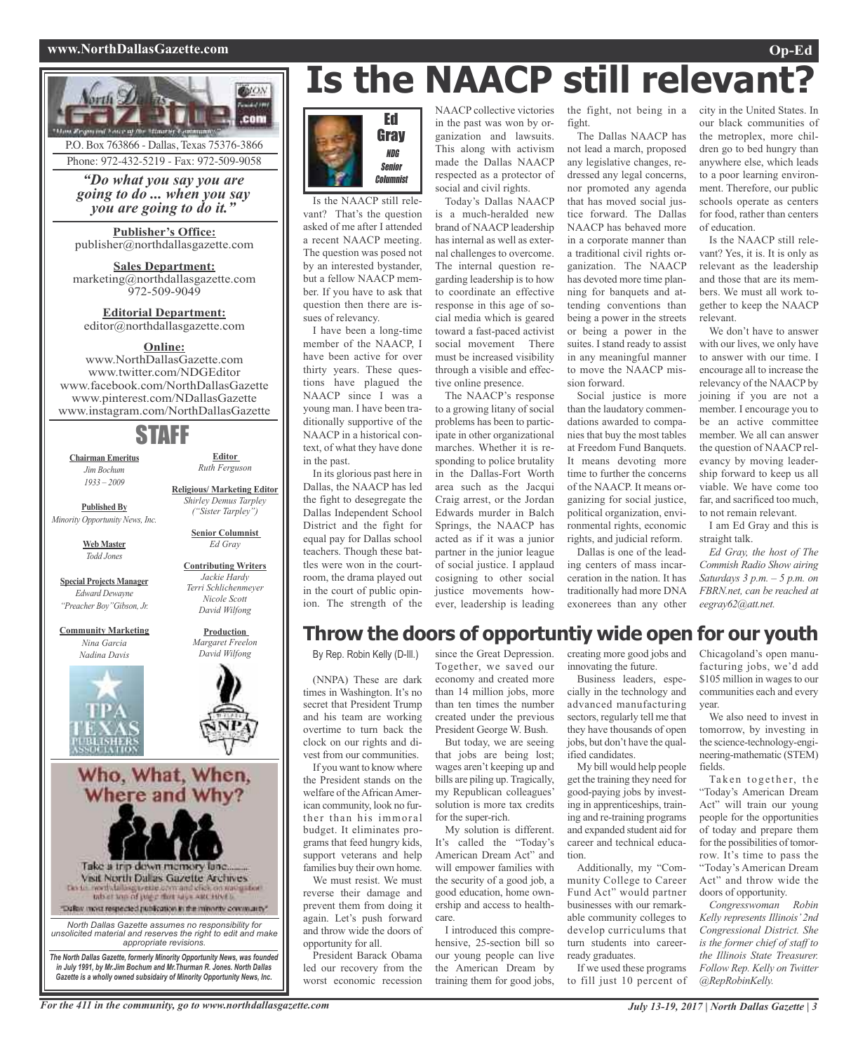P.O. Box 763866 - Dallas, Texas 75376-3866

Phone: 972-432-5219 - Fax: 972-509-9058

*"Do what you say you are going to do ... when you say you are going to do it."*

**Publisher's Office:**
publisher@northdallasgazette.com

**Sales Department:**
marketing@northdallasgazette.com
972-509-9049

**Editorial Department:**
editor@northdallasgazette.com

**Online:**
www.NorthDallasGazette.com
www.twitter.com/NDGEditor
www.facebook.com/NorthDallasGazette
www.pinterest.com/NDallasGazette
www.instagram.com/NorthDallasGazette

## STAFF

**Chairman Emeritus**
*Jim Bochum*
*1933 – 2009*

**Published By**
*Minority Opportunity News, Inc.*

**Web Master**
*Todd Jones*

**Special Projects Manager**
*Edward Dewayne "Preacher Boy" Gibson, Jr.*

**Community Marketing**
*Nina Garcia*
*Nadina Davis*

**Editor**
*Ruth Ferguson*

**Religious/ Marketing Editor**
*Shirley Demus Tarpley ("Sister Tarpley")*

**Senior Columnist**
*Ed Gray*

**Contributing Writers**
*Jackie Hardy*
*Terri Schlichenmeyer*
*Nicole Scott*
*David Wilfong*

**Production**
*Margaret Freelon*
*David Wilfong*

Who, What, When, Where and Why?

Take a trip down memory lane........
Visit North Dallas Gazette Archives

"Dallas' most respected publication in the minority community"

*North Dallas Gazette assumes no responsibility for unsolicited material and reserves the right to edit and make appropriate revisions.*

***The North Dallas Gazette, formerly Minority Opportunity News, was founded in July 1991, by Mr.Jim Bochum and Mr.Thurman R. Jones. North Dallas Gazette is a wholly owned subsidairy of Minority Opportunity News, Inc.***

# Is the NAACP still relevant?

**Ed Gray**
*NDG Senior Columnist*

Is the NAACP still relevant? That's the question asked of me after I attended a recent NAACP meeting. The question was posed not by an interested bystander, but a fellow NAACP member. If you have to ask that question then there are issues of relevancy.

I have been a long-time member of the NAACP, I have been active for over thirty years. These questions have plagued the NAACP since I was a young man. I have been traditionally supportive of the NAACP in a historical context, of what they have done in the past.

In its glorious past here in Dallas, the NAACP has led the fight to desegregate the Dallas Independent School District and the fight for equal pay for Dallas school teachers. Though these battles were won in the courtroom, the drama played out in the court of public opinion. The strength of the NAACP collective victories in the past was won by organization and lawsuits. This along with activism made the Dallas NAACP respected as a protector of social and civil rights.

Today's Dallas NAACP is a much-heralded new brand of NAACP leadership has internal as well as external challenges to overcome. The internal question regarding leadership is to how to coordinate an effective response in this age of social media which is geared toward a fast-paced activist social movement There must be increased visibility through a visible and effective online presence.

The NAACP's response to a growing litany of social problems has been to participate in other organizational marches. Whether it is responding to police brutality in the Dallas-Fort Worth area such as the Jacqui Craig arrest, or the Jordan Edwards murder in Balch Springs, the NAACP has acted as if it was a junior partner in the junior league of social justice. I applaud cosigning to other social justice movements however, leadership is leading the fight, not being in a fight.

The Dallas NAACP has not lead a march, proposed any legislative changes, redressed any legal concerns, nor promoted any agenda that has moved social justice forward. The Dallas NAACP has behaved more in a corporate manner than a traditional civil rights organization. The NAACP has devoted more time planning for banquets and attending conventions than being a power in the streets or being a power in the suites. I stand ready to assist in any meaningful manner to move the NAACP mission forward.

Social justice is more than the laudatory commendations awarded to companies that buy the most tables at Freedom Fund Banquets. It means devoting more time to further the concerns of the NAACP. It means organizing for social justice, political organization, environmental rights, economic rights, and judicial reform.

Dallas is one of the leading centers of mass incarceration in the nation. It has traditionally had more DNA exonerees than any other city in the United States. In our black communities of the metroplex, more children go to bed hungry than anywhere else, which leads to a poor learning environment. Therefore, our public schools operate as centers for food, rather than centers of education.

Is the NAACP still relevant? Yes, it is. It is only as relevant as the leadership and those that are its members. We must all work together to keep the NAACP relevant.

We don't have to answer with our lives, we only have to answer with our time. I encourage all to increase the relevancy of the NAACP by joining if you are not a member. I encourage you to be an active committee member. We all can answer the question of NAACP relevancy by moving leadership forward to keep us all viable. We have come too far, and sacrificed too much, to not remain relevant.

I am Ed Gray and this is straight talk.

*Ed Gray, the host of The Commish Radio Show airing Saturdays 3 p.m. – 5 p.m. on FBRN.net, can be reached at eegray62@att.net.*

# Throw the doors of opportuntiy wide open for our youth

By Rep. Robin Kelly (D-Ill.)

(NNPA) These are dark times in Washington. It's no secret that President Trump and his team are working overtime to turn back the clock on our rights and divest from our communities.

If you want to know where the President stands on the welfare of the African American community, look no further than his immoral budget. It eliminates programs that feed hungry kids, support veterans and help families buy their own home.

We must resist. We must reverse their damage and prevent them from doing it again. Let's push forward and throw wide the doors of opportunity for all.

President Barack Obama led our recovery from the worst economic recession since the Great Depression. Together, we saved our economy and created more than 14 million jobs, more than ten times the number created under the previous President George W. Bush.

But today, we are seeing that jobs are being lost; wages aren't keeping up and bills are piling up. Tragically, my Republican colleagues' solution is more tax credits for the super-rich.

My solution is different. It's called the "Today's American Dream Act" and will empower families with the security of a good job, a good education, home ownership and access to healthcare.

I introduced this comprehensive, 25-section bill so our young people can live the American Dream by training them for good jobs, creating more good jobs and innovating the future.

Business leaders, especially in the technology and advanced manufacturing sectors, regularly tell me that they have thousands of open jobs, but don't have the qualified candidates.

My bill would help people get the training they need for good-paying jobs by investing in apprenticeships, training and re-training programs and expanded student aid for career and technical education.

Additionally, my "Community College to Career Fund Act" would partner businesses with our remarkable community colleges to develop curriculums that turn students into career-ready graduates.

If we used these programs to fill just 10 percent of Chicagoland's open manufacturing jobs, we'd add $105 million in wages to our communities each and every year.

We also need to invest in tomorrow, by investing in the science-technology-engineering-mathematic (STEM) fields.

Taken together, the "Today's American Dream Act" will train our young people for the opportunities of today and prepare them for the possibilities of tomorrow. It's time to pass the "Today's American Dream Act" and throw wide the doors of opportunity.

*Congresswoman Robin Kelly represents Illinois' 2nd Congressional District. She is the former chief of staff to the Illinois State Treasurer. Follow Rep. Kelly on Twitter @RepRobinKelly.*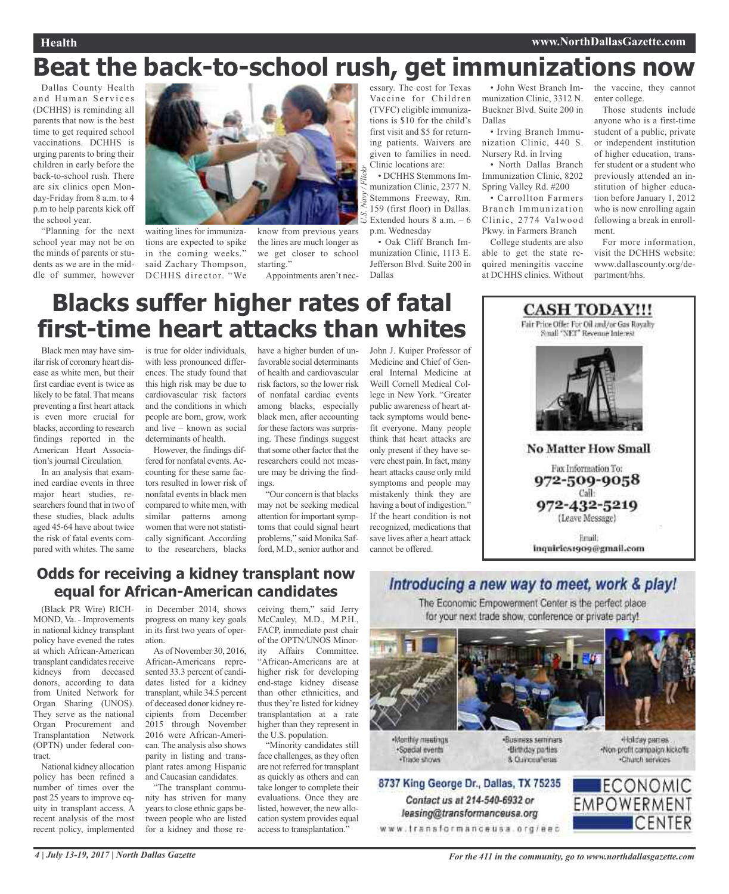# Beat the back-to-school rush, get immunizations now

Dallas County Health and Human Services (DCHHS) is reminding all parents that now is the best time to get required school vaccinations. DCHHS is urging parents to bring their children in early before the back-to-school rush. There are six clinics open Monday-Friday from 8 a.m. to 4 p.m to help parents kick off the school year.

"Planning for the next school year may not be on the minds of parents or students as we are in the middle of summer, however waiting lines for immunizations are expected to spike in the coming weeks." said Zachary Thompson, DCHHS director. "We know from previous years the lines are much longer as we get closer to school starting."

Appointments aren't necessary. The cost for Texas Vaccine for Children (TVFC) eligible immunizations is $10 for the child's first visit and $5 for returning patients. Waivers are given to families in need. Clinic locations are:

- DCHHS Stemmons Immunization Clinic, 2377 N. Stemmons Freeway, Rm. 159 (first floor) in Dallas. Extended hours 8 a.m. – 6 p.m. Wednesday
- Oak Cliff Branch Immunization Clinic, 1113 E. Jefferson Blvd. Suite 200 in Dallas
- John West Branch Immunization Clinic, 3312 N. Buckner Blvd. Suite 200 in Dallas
- Irving Branch Immunization Clinic, 440 S. Nursery Rd. in Irving
- North Dallas Branch Immunization Clinic, 8202 Spring Valley Rd. #200
- Carrollton Farmers Branch Immunization Clinic, 2774 Valwood Pkwy. in Farmers Branch

College students are also able to get the state required meningitis vaccine at DCHHS clinics. Without the vaccine, they cannot enter college.

Those students include anyone who is a first-time student of a public, private or independent institution of higher education, transfer student or a student who previously attended an institution of higher education before January 1, 2012 who is now enrolling again following a break in enrollment.

For more information, visit the DCHHS website: www.dallascounty.org/department/hhs.

*U.S. Navy / Flickr*

# Blacks suffer higher rates of fatal first-time heart attacks than whites

Black men may have similar risk of coronary heart disease as white men, but their first cardiac event is twice as likely to be fatal. That means preventing a first heart attack is even more crucial for blacks, according to research findings reported in the American Heart Association's journal Circulation.

In an analysis that examined cardiac events in three major heart studies, researchers found that in two of these studies, black adults aged 45-64 have about twice the risk of fatal events compared with whites. The same is true for older individuals, with less pronounced differences. The study found that this high risk may be due to cardiovascular risk factors and the conditions in which people are born, grow, work and live – known as social determinants of health.

However, the findings differed for nonfatal events. Accounting for these same factors resulted in lower risk of nonfatal events in black men compared to white men, with similar patterns among women that were not statistically significant. According to the researchers, blacks have a higher burden of unfavorable social determinants of health and cardiovascular risk factors, so the lower risk of nonfatal cardiac events among blacks, especially black men, after accounting for these factors was surprising. These findings suggest that some other factor that the researchers could not measure may be driving the findings.

"Our concern is that blacks may not be seeking medical attention for important symptoms that could signal heart problems," said Monika Safford, M.D., senior author and John J. Kuiper Professor of Medicine and Chief of General Internal Medicine at Weill Cornell Medical College in New York. "Greater public awareness of heart attack symptoms would benefit everyone. Many people think that heart attacks are only present if they have severe chest pain. In fact, many heart attacks cause only mild symptoms and people may mistakenly think they are having a bout of indigestion." If the heart condition is not recognized, medications that save lives after a heart attack cannot be offered.

**CASH TODAY!!!**

Fair Price Offer For Oil and/or Gas Royalty Small "NET" Revenue Interest

**No Matter How Small**

Fax Information To: 972-509-9058

Call: 972-432-5219 (Leave Message)

Email: inquiries1909@gmail.com

## Odds for receiving a kidney transplant now equal for African-American candidates

(Black PR Wire) RICHMOND, Va. - Improvements in national kidney transplant policy have evened the rates at which African-American transplant candidates receive kidneys from deceased donors, according to data from United Network for Organ Sharing (UNOS). They serve as the national Organ Procurement and Transplantation Network (OPTN) under federal contract.

National kidney allocation policy has been refined a number of times over the past 25 years to improve equity in transplant access. A recent analysis of the most recent policy, implemented in December 2014, shows progress on many key goals in its first two years of operation.

As of November 30, 2016, African-Americans represented 33.3 percent of candidates listed for a kidney transplant, while 34.5 percent of deceased donor kidney recipients from December 2015 through November 2016 were African-American. The analysis also shows parity in listing and transplant rates among Hispanic and Caucasian candidates.

"The transplant community has striven for many years to close ethnic gaps between people who are listed for a kidney and those receiving them," said Jerry McCauley, M.D., M.P.H., FACP, immediate past chair of the OPTN/UNOS Minority Affairs Committee. "African-Americans are at higher risk for developing end-stage kidney disease than other ethnicities, and thus they're listed for kidney transplantation at a rate higher than they represent in the U.S. population.

"Minority candidates still face challenges, as they often are not referred for transplant as quickly as others and can take longer to complete their evaluations. Once they are listed, however, the new allocation system provides equal access to transplantation."

***Introducing a new way to meet, work & play!***

The Economic Empowerment Center is the perfect place for your next trade show, conference or private party!

- Monthly meetings
- Special events
- Trade shows
- Business seminars
- Birthday parties
- & Quinceañeras
- Holiday parties
- Non-profit campaign kickoffs
- Church services

8737 King George Dr., Dallas, TX 75235

Contact us at 214-540-6932 or leasing@transformanceusa.org

www.transformanceusa.org/eec

ECONOMIC EMPOWERMENT CENTER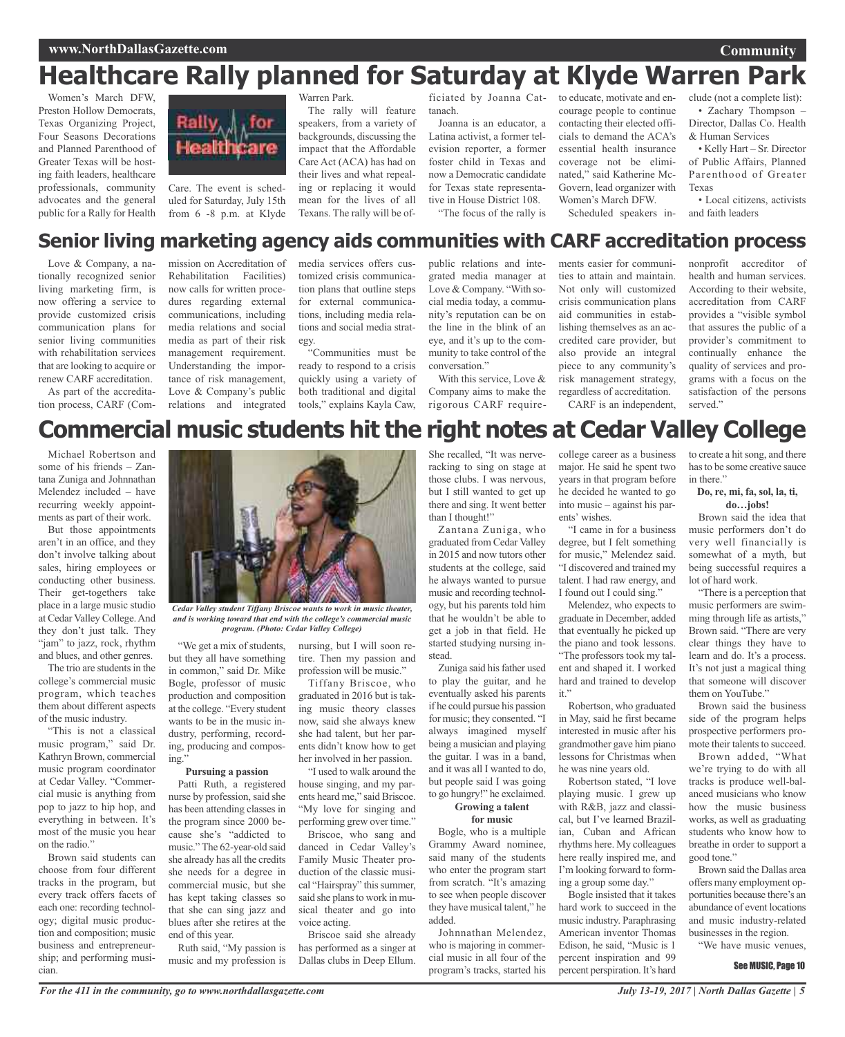# Healthcare Rally planned for Saturday at Klyde Warren Park

Women's March DFW, Preston Hollow Democrats, Texas Organizing Project, Four Seasons Decorations and Planned Parenthood of Greater Texas will be hosting faith leaders, healthcare professionals, community advocates and the general public for a Rally for Health Care. The event is scheduled for Saturday, July 15th from 6 -8 p.m. at Klyde Warren Park.

The rally will feature speakers, from a variety of backgrounds, discussing the impact that the Affordable Care Act (ACA) has had on their lives and what repealing or replacing it would mean for the lives of all Texans. The rally will be officiated by Joanna Cattanach.

Joanna is an educator, a Latina activist, a former television reporter, a former foster child in Texas and now a Democratic candidate for Texas state representative in House District 108.

"The focus of the rally is to educate, motivate and encourage people to continue contacting their elected officials to demand the ACA's essential health insurance coverage not be eliminated," said Katherine McGovern, lead organizer with Women's March DFW.

Scheduled speakers include (not a complete list):

- Zachary Thompson – Director, Dallas Co. Health & Human Services
- Kelly Hart – Sr. Director of Public Affairs, Planned Parenthood of Greater Texas
- Local citizens, activists and faith leaders

# Senior living marketing agency aids communities with CARF accreditation process

Love & Company, a nationally recognized senior living marketing firm, is now offering a service to provide customized crisis communication plans for senior living communities with rehabilitation services that are looking to acquire or renew CARF accreditation.

As part of the accreditation process, CARF (Commission on Accreditation of Rehabilitation Facilities) now calls for written procedures regarding external communications, including media relations and social media as part of their risk management requirement. Understanding the importance of risk management, Love & Company's public relations and integrated media services offers customized crisis communication plans that outline steps for external communications, including media relations and social media strategy.

"Communities must be ready to respond to a crisis quickly using a variety of both traditional and digital tools," explains Kayla Caw, public relations and integrated media manager at Love & Company. "With social media today, a community's reputation can be on the line in the blink of an eye, and it's up to the community to take control of the conversation."

With this service, Love & Company aims to make the rigorous CARF requirements easier for communities to attain and maintain. Not only will customized crisis communication plans aid communities in establishing themselves as an accredited care provider, but also provide an integral piece to any community's risk management strategy, regardless of accreditation.

CARF is an independent, nonprofit accreditor of health and human services. According to their website, accreditation from CARF provides a "visible symbol that assures the public of a provider's commitment to continually enhance the quality of services and programs with a focus on the satisfaction of the persons served."

# Commercial music students hit the right notes at Cedar Valley College

Michael Robertson and some of his friends – Zantana Zuniga and Johnnathan Melendez included – have recurring weekly appointments as part of their work.

But those appointments aren't in an office, and they don't involve talking about sales, hiring employees or conducting other business. Their get-togethers take place in a large music studio at Cedar Valley College. And they don't just talk. They "jam" to jazz, rock, rhythm and blues, and other genres.

The trio are students in the college's commercial music program, which teaches them about different aspects of the music industry.

"This is not a classical music program," said Dr. Kathryn Brown, commercial music program coordinator at Cedar Valley. "Commercial music is anything from pop to jazz to hip hop, and everything in between. It's most of the music you hear on the radio."

Brown said students can choose from four different tracks in the program, but every track offers facets of each one: recording technology; digital music production and composition; music business and entrepreneurship; and performing musician.

*Cedar Valley student Tiffany Briscoe wants to work in music theater, and is working toward that end with the college's commercial music program. (Photo: Cedar Valley College)*

"We get a mix of students, but they all have something in common," said Dr. Mike Bogle, professor of music production and composition at the college. "Every student wants to be in the music industry, performing, recording, producing and composing."

**Pursuing a passion**

Patti Ruth, a registered nurse by profession, said she has been attending classes in the program since 2000 because she's "addicted to music." The 62-year-old said she already has all the credits she needs for a degree in commercial music, but she has kept taking classes so that she can sing jazz and blues after she retires at the end of this year.

Ruth said, "My passion is music and my profession is nursing, but I will soon retire. Then my passion and profession will be music."

Tiffany Briscoe, who graduated in 2016 but is taking music theory classes now, said she always knew she had talent, but her parents didn't know how to get her involved in her passion.

"I used to walk around the house singing, and my parents heard me," said Briscoe. "My love for singing and performing grew over time."

Briscoe, who sang and danced in Cedar Valley's Family Music Theater production of the classic musical "Hairspray" this summer, said she plans to work in musical theater and go into voice acting.

Briscoe said she already has performed as a singer at Dallas clubs in Deep Ellum. She recalled, "It was nerve-racking to sing on stage at those clubs. I was nervous, but I still wanted to get up there and sing. It went better than I thought!"

Zantana Zuniga, who graduated from Cedar Valley in 2015 and now tutors other students at the college, said he always wanted to pursue music and recording technology, but his parents told him that he wouldn't be able to get a job in that field. He started studying nursing instead.

Zuniga said his father used to play the guitar, and he eventually asked his parents if he could pursue his passion for music; they consented. "I always imagined myself being a musician and playing the guitar. I was in a band, and it was all I wanted to do, but people said I was going to go hungry!" he exclaimed.

**Growing a talent for music**

Bogle, who is a multiple Grammy Award nominee, said many of the students who enter the program start from scratch. "It's amazing to see when people discover they have musical talent," he added.

Johnnathan Melendez, who is majoring in commercial music in all four of the program's tracks, started his college career as a business major. He said he spent two years in that program before he decided he wanted to go into music – against his parents' wishes.

"I came in for a business degree, but I felt something for music," Melendez said. "I discovered and trained my talent. I had raw energy, and I found out I could sing."

Melendez, who expects to graduate in December, added that eventually he picked up the piano and took lessons. "The professors took my talent and shaped it. I worked hard and trained to develop it."

Robertson, who graduated in May, said he first became interested in music after his grandmother gave him piano lessons for Christmas when he was nine years old.

Robertson stated, "I love playing music. I grew up with R&B, jazz and classical, but I've learned Brazilian, Cuban and African rhythms here. My colleagues here really inspired me, and I'm looking forward to forming a group some day."

Bogle insisted that it takes hard work to succeed in the music industry. Paraphrasing American inventor Thomas Edison, he said, "Music is 1 percent inspiration and 99 percent perspiration. It's hard to create a hit song, and there has to be some creative sauce in there."

**Do, re, mi, fa, sol, la, ti, do…jobs!**

Brown said the idea that music performers don't do very well financially is somewhat of a myth, but being successful requires a lot of hard work.

"There is a perception that music performers are swimming through life as artists," Brown said. "There are very clear things they have to learn and do. It's a process. It's not just a magical thing that someone will discover them on YouTube."

Brown said the business side of the program helps prospective performers promote their talents to succeed.

Brown added, "What we're trying to do with all tracks is produce well-balanced musicians who know how the music business works, as well as graduating students who know how to breathe in order to support a good tone."

Brown said the Dallas area offers many employment opportunities because there's an abundance of event locations and music industry-related businesses in the region.

"We have music venues,

See MUSIC, Page 10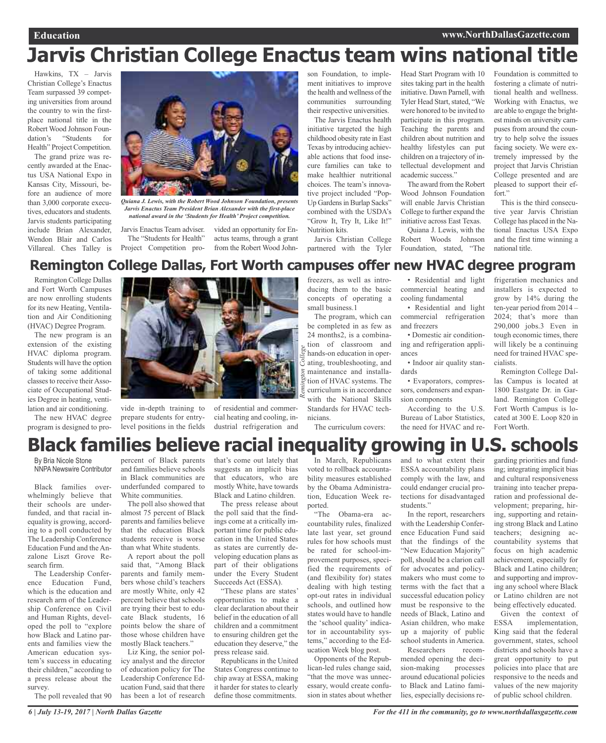# Jarvis Christian College Enactus team wins national title

Hawkins, TX – Jarvis Christian College's Enactus Team surpassed 39 competing universities from around the country to win the first-place national title in the Robert Wood Johnson Foundation's "Students for Health" Project Competition.

The grand prize was recently awarded at the Enactus USA National Expo in Kansas City, Missouri, before an audience of more than 3,000 corporate executives, educators and students. Jarvis students participating include Brian Alexander, Wendon Blair and Carlos Villareal. Ches Talley is Jarvis Enactus Team adviser.

*Quiana J. Lewis, with the Robert Wood Johnson Foundation, presents Jarvis Enactus Team President Brian Alexander with the first-place national award in the 'Students for Health' Project competition.*

The "Students for Health" Project Competition provided an opportunity for Enactus teams, through a grant from the Robert Wood Johnson Foundation, to implement initiatives to improve the health and wellness of the communities surrounding their respective universities.

The Jarvis Enactus health initiative targeted the high childhood obesity rate in East Texas by introducing achievable actions that food insecure families can take to make healthier nutritional choices. The team's innovative project included "Pop-Up Gardens in Burlap Sacks" combined with the USDA's "Grow It, Try It, Like It!" Nutrition kits.

Jarvis Christian College partnered with the Tyler Head Start Program with 10 sites taking part in the health initiative. Dawn Parnell, with Tyler Head Start, stated, "We were honored to be invited to participate in this program. Teaching the parents and children about nutrition and healthy lifestyles can put children on a trajectory of intellectual development and academic success."

The award from the Robert Wood Johnson Foundation will enable Jarvis Christian College to further expand the initiative across East Texas.

Quiana J. Lewis, with the Robert Woods Johnson Foundation, stated, "The Foundation is committed to fostering a climate of nutritional health and wellness. Working with Enactus, we are able to engage the brightest minds on university campuses from around the country to help solve the issues facing society. We were extremely impressed by the project that Jarvis Christian College presented and are pleased to support their effort."

This is the third consecutive year Jarvis Christian College has placed in the National Enactus USA Expo and the first time winning a national title.

# Remington College Dallas, Fort Worth campuses offer new HVAC degree program

Remington College Dallas and Fort Worth Campuses are now enrolling students for its new Heating, Ventilation and Air Conditioning (HVAC) Degree Program.

The new program is an extension of the existing HVAC diploma program. Students will have the option of taking some additional classes to receive their Associate of Occupational Studies Degree in heating, ventilation and air conditioning.

The new HVAC degree program is designed to provide in-depth training to prepare students for entry-level positions in the fields of residential and commercial heating and cooling, industrial refrigeration and freezers, as well as introducing them to the basic concepts of operating a small business.1

*Remington College*

The program, which can be completed in as few as 24 months2, is a combination of classroom and hands-on education in operating, troubleshooting, and maintenance and installation of HVAC systems. The curriculum is in accordance with the National Skills Standards for HVAC technicians.

The curriculum covers:

- Residential and light commercial heating and cooling fundamental
- Residential and light commercial refrigeration and freezers
- Domestic air conditioning and refrigeration appliances
- Indoor air quality standards
- Evaporators, compressors, condensers and expansion components

According to the U.S. Bureau of Labor Statistics, the need for HVAC and refrigeration mechanics and installers is expected to grow by 14% during the ten-year period from 2014 – 2024; that's more than 290,000 jobs.3 Even in tough economic times, there will likely be a continuing need for trained HVAC specialists.

Remington College Dallas Campus is located at 1800 Eastgate Dr. in Garland. Remington College Fort Worth Campus is located at 300 E. Loop 820 in Fort Worth.

# Black families believe racial inequality growing in U.S. schools

By Bria Nicole Stone
NNPA Newswire Contributor

Black families overwhelmingly believe that their schools are underfunded, and that racial inequality is growing, according to a poll conducted by The Leadership Conference Education Fund and the Anzalone Liszt Grove Research firm.

The Leadership Conference Education Fund, which is the education and research arm of the Leadership Conference on Civil and Human Rights, developed the poll to "explore how Black and Latino parents and families view the American education system's success in educating their children," according to a press release about the survey.

The poll revealed that 90 percent of Black parents and families believe schools in Black communities are underfunded compared to White communities.

The poll also showed that almost 75 percent of Black parents and families believe that the education Black students receive is worse than what White students.

A report about the poll said that, "Among Black parents and family members whose child's teachers are mostly White, only 42 percent believe that schools are trying their best to educate Black students, 16 points below the share of those whose children have mostly Black teachers."

Liz King, the senior policy analyst and the director of education policy for The Leadership Conference Education Fund, said that there has been a lot of research that's come out lately that suggests an implicit bias that educators, who are mostly White, have towards Black and Latino children.

The press release about the poll said that the findings come at a critically important time for public education in the United States as states are currently developing education plans as part of their obligations under the Every Student Succeeds Act (ESSA).

"These plans are states' opportunities to make a clear declaration about their belief in the education of all children and a commitment to ensuring children get the education they deserve," the press release said.

Republicans in the United States Congress continue to chip away at ESSA, making it harder for states to clearly define those commitments.

In March, Republicans voted to rollback accountability measures established by the Obama Administration, Education Week reported.

"The Obama-era accountability rules, finalized late last year, set ground rules for how schools must be rated for school-improvement purposes, specified the requirements of (and flexibility for) states dealing with high testing opt-out rates in individual schools, and outlined how states would have to handle the 'school quality' indicator in accountability systems," according to the Education Week blog post.

Opponents of the Republican-led rules change said, "that the move was unnecessary, would create confusion in states about whether and to what extent their ESSA accountability plans comply with the law, and could endanger crucial protections for disadvantaged students."

In the report, researchers with the Leadership Conference Education Fund said that the findings of the "New Education Majority" poll, should be a clarion call for advocates and policymakers who must come to terms with the fact that a successful education policy must be responsive to the needs of Black, Latino and Asian children, who make up a majority of public school students in America.

Researchers recommended opening the decision-making processes around educational policies to Black and Latino families, especially decisions regarding priorities and funding; integrating implicit bias and cultural responsiveness training into teacher preparation and professional development; preparing, hiring, supporting and retaining strong Black and Latino teachers; designing accountability systems that focus on high academic achievement, especially for Black and Latino children; and supporting and improving any school where Black or Latino children are not being effectively educated.

Given the context of ESSA implementation, King said that the federal government, states, school districts and schools have a great opportunity to put policies into place that are responsive to the needs and values of the new majority of public school children.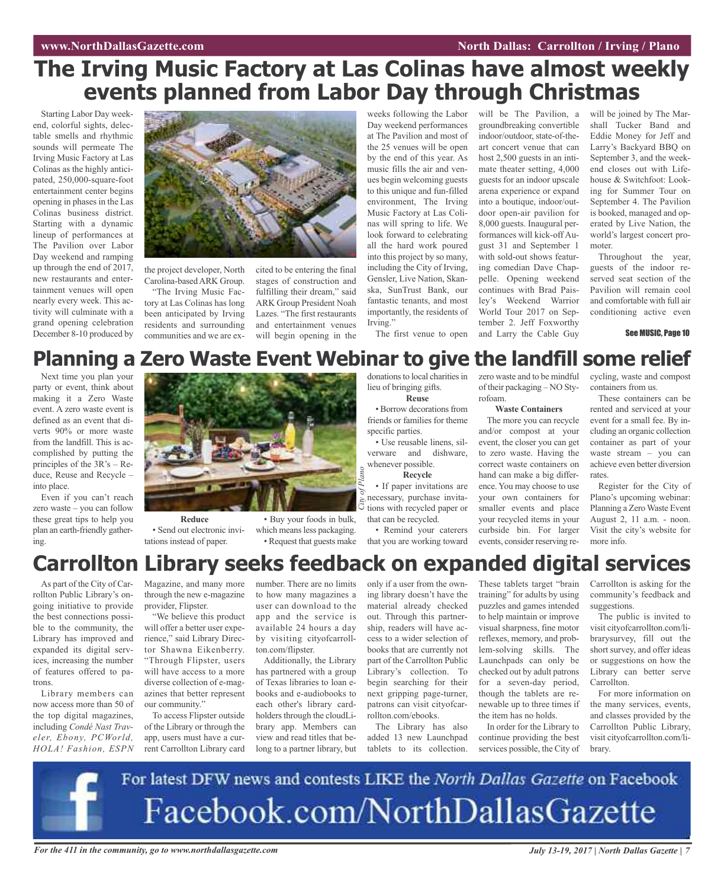# The Irving Music Factory at Las Colinas have almost weekly events planned from Labor Day through Christmas

Starting Labor Day weekend, colorful sights, delectable smells and rhythmic sounds will permeate The Irving Music Factory at Las Colinas as the highly anticipated, 250,000-square-foot entertainment center begins opening in phases in the Las Colinas business district. Starting with a dynamic lineup of performances at The Pavilion over Labor Day weekend and ramping up through the end of 2017, new restaurants and entertainment venues will open nearly every week. This activity will culminate with a grand opening celebration December 8-10 produced by the project developer, North Carolina-based ARK Group.

"The Irving Music Factory at Las Colinas has long been anticipated by Irving residents and surrounding communities and we are excited to be entering the final stages of construction and fulfilling their dream," said ARK Group President Noah Lazes. "The first restaurants and entertainment venues will begin opening in the weeks following the Labor Day weekend performances at The Pavilion and most of the 25 venues will be open by the end of this year. As music fills the air and venues begin welcoming guests to this unique and fun-filled environment, The Irving Music Factory at Las Colinas will spring to life. We look forward to celebrating all the hard work poured into this project by so many, including the City of Irving, Gensler, Live Nation, Skanska, SunTrust Bank, our fantastic tenants, and most importantly, the residents of Irving."

The first venue to open will be The Pavilion, a groundbreaking convertible indoor/outdoor, state-of-the-art concert venue that can host 2,500 guests in an intimate theater setting, 4,000 guests for an indoor upscale arena experience or expand into a boutique, indoor/outdoor open-air pavilion for 8,000 guests. Inaugural performances will kick-off August 31 and September 1 with sold-out shows featuring comedian Dave Chappelle. Opening weekend continues with Brad Paisley's Weekend Warrior World Tour 2017 on September 2. Jeff Foxworthy and Larry the Cable Guy will be joined by The Marshall Tucker Band and Eddie Money for Jeff and Larry's Backyard BBQ on September 3, and the weekend closes out with Lifehouse & Switchfoot: Looking for Summer Tour on September 4. The Pavilion is booked, managed and operated by Live Nation, the world's largest concert promoter.

Throughout the year, guests of the indoor reserved seat section of the Pavilion will remain cool and comfortable with full air conditioning active even

See MUSIC, Page 10

# Planning a Zero Waste Event Webinar to give the landfill some relief

Next time you plan your party or event, think about making it a Zero Waste event. A zero waste event is defined as an event that diverts 90% or more waste from the landfill. This is accomplished by putting the principles of the 3R's – Reduce, Reuse and Recycle – into place.

Even if you can't reach zero waste – you can follow these great tips to help you plan an earth-friendly gathering.

City of Plano

**Reduce**

• Send out electronic invitations instead of paper.

• Buy your foods in bulk, which means less packaging.

• Request that guests make donations to local charities in lieu of bringing gifts.

**Reuse**

• Borrow decorations from friends or families for theme specific parties.

• Use reusable linens, silverware and dishware, whenever possible.

**Recycle**

• If paper invitations are necessary, purchase invitations with recycled paper or that can be recycled.

• Remind your caterers that you are working toward zero waste and to be mindful of their packaging – NO Styrofoam.

**Waste Containers**

The more you can recycle and/or compost at your event, the closer you can get to zero waste. Having the correct waste containers on hand can make a big difference. You may choose to use your own containers for smaller events and place your recycled items in your curbside bin. For larger events, consider reserving recycling, waste and compost containers from us.

These containers can be rented and serviced at your event for a small fee. By including an organic collection container as part of your waste stream – you can achieve even better diversion rates.

Register for the City of Plano's upcoming webinar: Planning a Zero Waste Event August 2, 11 a.m. - noon. Visit the city's website for more info.

# Carrollton Library seeks feedback on expanded digital services

As part of the City of Carrollton Public Library's ongoing initiative to provide the best connections possible to the community, the Library has improved and expanded its digital services, increasing the number of features offered to patrons.

Library members can now access more than 50 of the top digital magazines, including *Condé Nast Traveler, Ebony, PCWorld, HOLA! Fashion, ESPN* Magazine, and many more through the new e-magazine provider, Flipster.

"We believe this product will offer a better user experience," said Library Director Shawna Eikenberry. "Through Flipster, users will have access to a more diverse collection of e-magazines that better represent our community."

To access Flipster outside of the Library or through the app, users must have a current Carrollton Library card number. There are no limits to how many magazines a user can download to the app and the service is available 24 hours a day by visiting cityofcarrollton.com/flipster.

Additionally, the Library has partnered with a group of Texas libraries to loan e-books and e-audiobooks to each other's library cardholders through the cloudLibrary app. Members can view and read titles that belong to a partner library, but only if a user from the owning library doesn't have the material already checked out. Through this partnership, readers will have access to a wider selection of books that are currently not part of the Carrollton Public Library's collection. To begin searching for their next gripping page-turner, patrons can visit cityofcarrollton.com/ebooks.

The Library has also added 13 new Launchpad tablets to its collection. These tablets target "brain training" for adults by using puzzles and games intended to help maintain or improve visual sharpness, fine motor reflexes, memory, and problem-solving skills. The Launchpads can only be checked out by adult patrons for a seven-day period, though the tablets are renewable up to three times if the item has no holds.

In order for the Library to continue providing the best services possible, the City of Carrollton is asking for the community's feedback and suggestions.

The public is invited to visit cityofcarrollton.com/librarysurvey, fill out the short survey, and offer ideas or suggestions on how the Library can better serve Carrollton.

For more information on the many services, events, and classes provided by the Carrollton Public Library, visit cityofcarrollton.com/library.

For latest DFW news and contests LIKE the *North Dallas Gazette* on Facebook

Facebook.com/NorthDallasGazette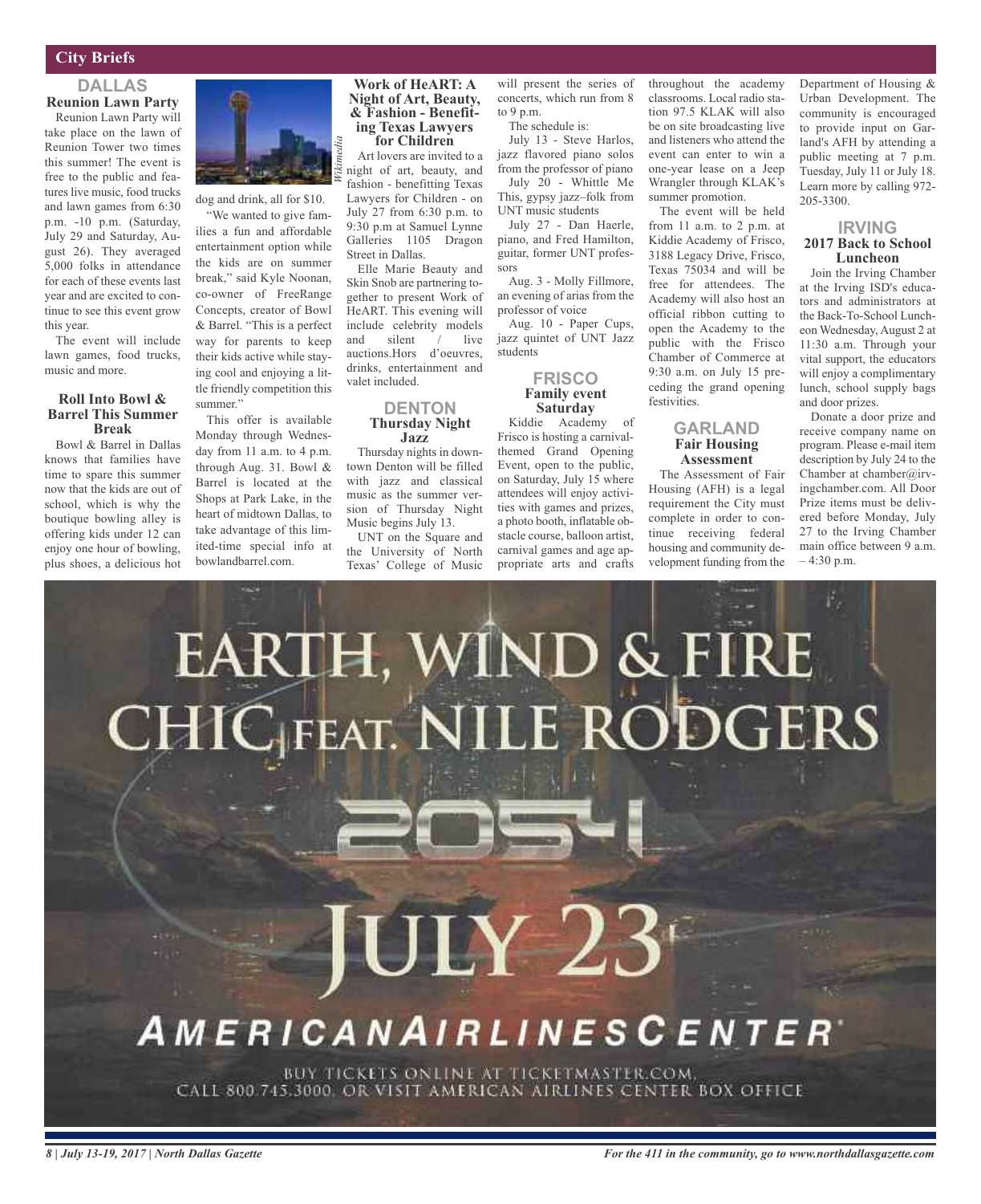## City Briefs

### DALLAS

#### Reunion Lawn Party

Reunion Lawn Party will take place on the lawn of Reunion Tower two times this summer! The event is free to the public and features live music, food trucks and lawn games from 6:30 p.m. -10 p.m. (Saturday, July 29 and Saturday, August 26). They averaged 5,000 folks in attendance for each of these events last year and are excited to continue to see this event grow this year.

The event will include lawn games, food trucks, music and more.

#### Roll Into Bowl & Barrel This Summer Break

Bowl & Barrel in Dallas knows that families have time to spare this summer now that the kids are out of school, which is why the boutique bowling alley is offering kids under 12 can enjoy one hour of bowling, plus shoes, a delicious hot dog and drink, all for $10.

*Wikimedia*

"We wanted to give families a fun and affordable entertainment option while the kids are on summer break," said Kyle Noonan, co-owner of FreeRange Concepts, creator of Bowl & Barrel. "This is a perfect way for parents to keep their kids active while staying cool and enjoying a little friendly competition this summer."

This offer is available Monday through Wednesday from 11 a.m. to 4 p.m. through Aug. 31. Bowl & Barrel is located at the Shops at Park Lake, in the heart of midtown Dallas, to take advantage of this limited-time special info at bowlandbarrel.com.

#### Work of HeART: A Night of Art, Beauty, & Fashion - Benefiting Texas Lawyers for Children

Art lovers are invited to a night of art, beauty, and fashion - benefitting Texas Lawyers for Children - on July 27 from 6:30 p.m. to 9:30 p.m at Samuel Lynne Galleries 1105 Dragon Street in Dallas.

Elle Marie Beauty and Skin Snob are partnering together to present Work of HeART. This evening will include celebrity models and silent / live auctions.Hors d'oeuvres, drinks, entertainment and valet included.

### DENTON

#### Thursday Night Jazz

Thursday nights in downtown Denton will be filled with jazz and classical music as the summer version of Thursday Night Music begins July 13.

UNT on the Square and the University of North Texas' College of Music will present the series of concerts, which run from 8 to 9 p.m.

The schedule is:

July 13 - Steve Harlos, jazz flavored piano solos from the professor of piano

July 20 - Whittle Me This, gypsy jazz–folk from UNT music students

July 27 - Dan Haerle, piano, and Fred Hamilton, guitar, former UNT professors

Aug. 3 - Molly Fillmore, an evening of arias from the professor of voice

Aug. 10 - Paper Cups, jazz quintet of UNT Jazz students

### FRISCO

#### Family event Saturday

Kiddie Academy of Frisco is hosting a carnival-themed Grand Opening Event, open to the public, on Saturday, July 15 where attendees will enjoy activities with games and prizes, a photo booth, inflatable obstacle course, balloon artist, carnival games and age appropriate arts and crafts throughout the academy classrooms. Local radio station 97.5 KLAK will also be on site broadcasting live and listeners who attend the event can enter to win a one-year lease on a Jeep Wrangler through KLAK's summer promotion.

The event will be held from 11 a.m. to 2 p.m. at Kiddie Academy of Frisco, 3188 Legacy Drive, Frisco, Texas 75034 and will be free for attendees. The Academy will also host an official ribbon cutting to open the Academy to the public with the Frisco Chamber of Commerce at 9:30 a.m. on July 15 preceding the grand opening festivities.

### GARLAND

#### Fair Housing Assessment

The Assessment of Fair Housing (AFH) is a legal requirement the City must complete in order to continue receiving federal housing and community development funding from the Department of Housing & Urban Development. The community is encouraged to provide input on Garland's AFH by attending a public meeting at 7 p.m. Tuesday, July 11 or July 18. Learn more by calling 972-205-3300.

### IRVING

#### 2017 Back to School Luncheon

Join the Irving Chamber at the Irving ISD's educators and administrators at the Back-To-School Luncheon Wednesday, August 2 at 11:30 a.m. Through your vital support, the educators will enjoy a complimentary lunch, school supply bags and door prizes.

Donate a door prize and receive company name on program. Please e-mail item description by July 24 to the Chamber at chamber@irvingchamber.com. All Door Prize items must be delivered before Monday, July 27 to the Irving Chamber main office between 9 a.m. – 4:30 p.m.

EARTH, WIND & FIRE

CHIC FEAT. NILE RODGERS

2054

JULY 23

AMERICANAIRLINESCENTER

BUY TICKETS ONLINE AT TICKETMASTER.COM, CALL 800.745.3000, OR VISIT AMERICAN AIRLINES CENTER BOX OFFICE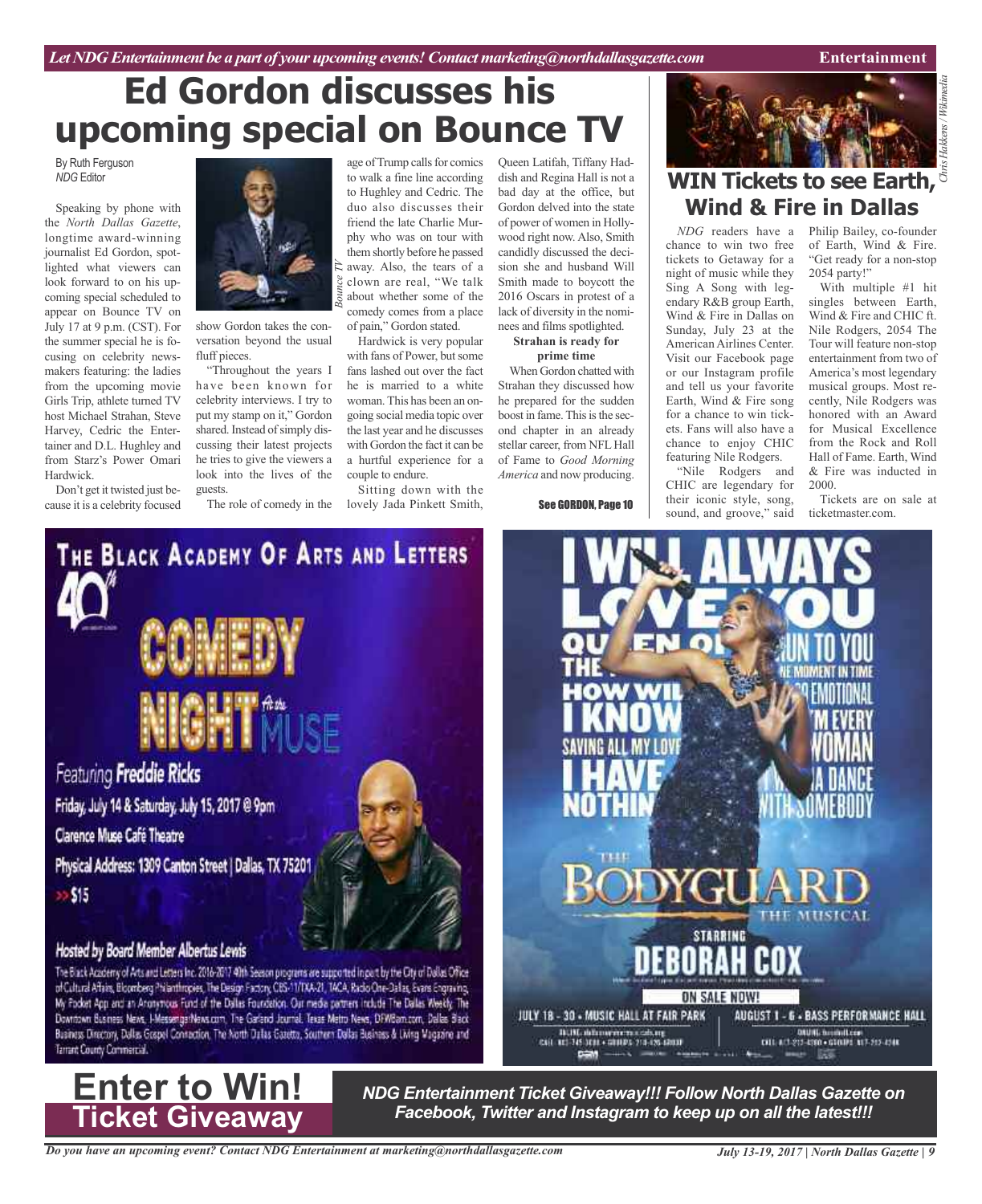# Ed Gordon discusses his upcoming special on Bounce TV

By Ruth Ferguson
*NDG* Editor

Speaking by phone with the *North Dallas Gazette*, longtime award-winning journalist Ed Gordon, spotlighted what viewers can look forward to on his upcoming special scheduled to appear on Bounce TV on July 17 at 9 p.m. (CST). For the summer special he is focusing on celebrity newsmakers featuring: the ladies from the upcoming movie Girls Trip, athlete turned TV host Michael Strahan, Steve Harvey, Cedric the Entertainer and D.L. Hughley and from Starz's Power Omari Hardwick.

Don't get it twisted just because it is a celebrity focused show Gordon takes the conversation beyond the usual fluff pieces.

"Throughout the years I have been known for celebrity interviews. I try to put my stamp on it," Gordon shared. Instead of simply discussing their latest projects he tries to give the viewers a look into the lives of the guests.

The role of comedy in the age of Trump calls for comics to walk a fine line according to Hughley and Cedric. The duo also discusses their friend the late Charlie Murphy who was on tour with them shortly before he passed away. Also, the tears of a clown are real, "We talk about whether some of the comedy comes from a place of pain," Gordon stated.

Hardwick is very popular with fans of Power, but some fans lashed out over the fact he is married to a white woman. This has been an ongoing social media topic over the last year and he discusses with Gordon the fact it can be a hurtful experience for a couple to endure.

Sitting down with the lovely Jada Pinkett Smith, Queen Latifah, Tiffany Haddish and Regina Hall is not a bad day at the office, but Gordon delved into the state of power of women in Hollywood right now. Also, Smith candidly discussed the decision she and husband Will Smith made to boycott the 2016 Oscars in protest of a lack of diversity in the nominees and films spotlighted.

**Strahan is ready for prime time**

When Gordon chatted with Strahan they discussed how he prepared for the sudden boost in fame. This is the second chapter in an already stellar career, from NFL Hall of Fame to *Good Morning America* and now producing.

See GORDON, Page 10

# WIN Tickets to see Earth, Wind & Fire in Dallas

*NDG* readers have a chance to win two free tickets to Getaway for a night of music while they Sing A Song with legendary R&B group Earth, Wind & Fire in Dallas on Sunday, July 23 at the American Airlines Center. Visit our Facebook page or our Instagram profile and tell us your favorite Earth, Wind & Fire song for a chance to win tickets. Fans will also have a chance to enjoy CHIC featuring Nile Rodgers.

"Nile Rodgers and CHIC are legendary for their iconic style, song, sound, and groove," said Philip Bailey, co-founder of Earth, Wind & Fire. "Get ready for a non-stop 2054 party!"

With multiple #1 hit singles between Earth, Wind & Fire and CHIC ft. Nile Rodgers, 2054 The Tour will feature non-stop entertainment from two of America's most legendary musical groups. Most recently, Nile Rodgers was honored with an Award for Musical Excellence from the Rock and Roll Hall of Fame. Earth, Wind & Fire was inducted in 2000.

Tickets are on sale at ticketmaster.com.

# Enter to Win! Ticket Giveaway

***NDG Entertainment Ticket Giveaway!!! Follow North Dallas Gazette on Facebook, Twitter and Instagram to keep up on all the latest!!!***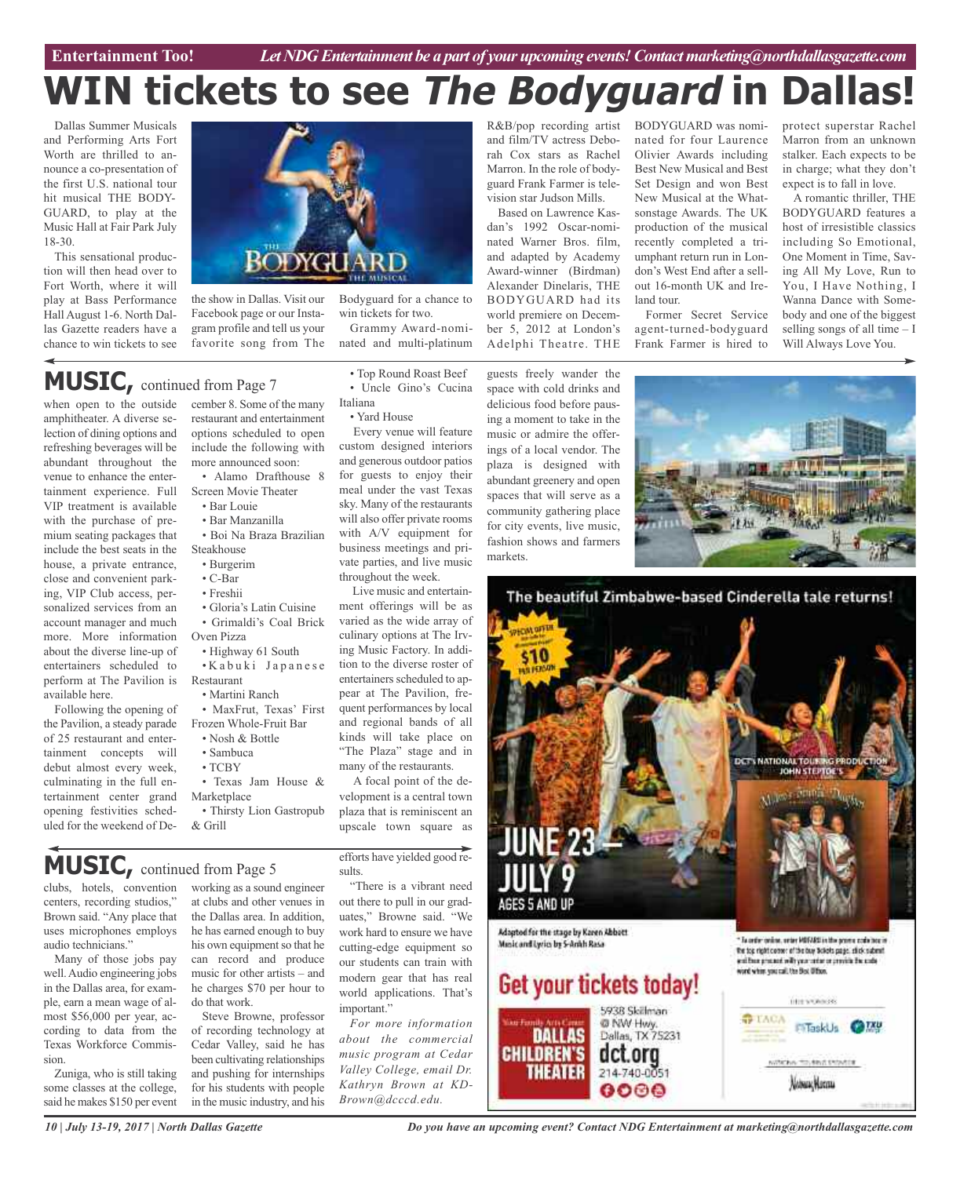# WIN tickets to see *The Bodyguard* in Dallas!

Dallas Summer Musicals and Performing Arts Fort Worth are thrilled to announce a co-presentation of the first U.S. national tour hit musical THE BODYGUARD, to play at the Music Hall at Fair Park July 18-30.

This sensational production will then head over to Fort Worth, where it will play at Bass Performance Hall August 1-6. North Dallas Gazette readers have a chance to win tickets to see the show in Dallas. Visit our Facebook page or our Instagram profile and tell us your favorite song from The Bodyguard for a chance to win tickets for two.

Grammy Award-nominated and multi-platinum R&B/pop recording artist and film/TV actress Deborah Cox stars as Rachel Marron. In the role of bodyguard Frank Farmer is television star Judson Mills.

Based on Lawrence Kasdan's 1992 Oscar-nominated Warner Bros. film, and adapted by Academy Award-winner (Birdman) Alexander Dinelaris, THE BODYGUARD had its world premiere on December 5, 2012 at London's Adelphi Theatre. THE BODYGUARD was nominated for four Laurence Olivier Awards including Best New Musical and Best Set Design and won Best New Musical at the Whatsonstage Awards. The UK production of the musical recently completed a triumphant return run in London's West End after a sell-out 16-month UK and Ireland tour.

Former Secret Service agent-turned-bodyguard Frank Farmer is hired to protect superstar Rachel Marron from an unknown stalker. Each expects to be in charge; what they don't expect is to fall in love.

A romantic thriller, THE BODYGUARD features a host of irresistible classics including So Emotional, One Moment in Time, Saving All My Love, Run to You, I Have Nothing, I Wanna Dance with Somebody and one of the biggest selling songs of all time – I Will Always Love You.

## MUSIC, continued from Page 7

when open to the outside amphitheater. A diverse selection of dining options and refreshing beverages will be abundant throughout the venue to enhance the entertainment experience. Full VIP treatment is available with the purchase of premium seating packages that include the best seats in the house, a private entrance, close and convenient parking, VIP Club access, personalized services from an account manager and much more. More information about the diverse line-up of entertainers scheduled to perform at The Pavilion is available here.

Following the opening of the Pavilion, a steady parade of 25 restaurant and entertainment concepts will debut almost every week, culminating in the full entertainment center grand opening festivities scheduled for the weekend of December 8. Some of the many restaurant and entertainment options scheduled to open include the following with more announced soon:

- Alamo Drafthouse 8 Screen Movie Theater
- Bar Louie
- Bar Manzanilla
- Boi Na Braza Brazilian Steakhouse
- Burgerim
- C-Bar
- Freshii
- Gloria's Latin Cuisine
- Grimaldi's Coal Brick Oven Pizza
- Highway 61 South
- Kabuki Japanese Restaurant
- Martini Ranch
- MaxFrut, Texas' First Frozen Whole-Fruit Bar
- Nosh & Bottle
- Sambuca
- TCBY
- Texas Jam House & Marketplace
- Thirsty Lion Gastropub & Grill
- Top Round Roast Beef
- Uncle Gino's Cucina Italiana
- Yard House

Every venue will feature custom designed interiors and generous outdoor patios for guests to enjoy their meal under the vast Texas sky. Many of the restaurants will also offer private rooms with A/V equipment for business meetings and private parties, and live music throughout the week.

Live music and entertainment offerings will be as varied as the wide array of culinary options at The Irving Music Factory. In addition to the diverse roster of entertainers scheduled to appear at The Pavilion, frequent performances by local and regional bands of all kinds will take place on "The Plaza" stage and in many of the restaurants.

A focal point of the development is a central town plaza that is reminiscent an upscale town square as guests freely wander the space with cold drinks and delicious food before pausing a moment to take in the music or admire the offerings of a local vendor. The plaza is designed with abundant greenery and open spaces that will serve as a community gathering place for city events, live music, fashion shows and farmers markets.

## MUSIC, continued from Page 5

clubs, hotels, convention centers, recording studios," Brown said. "Any place that uses microphones employs audio technicians."

Many of those jobs pay well. Audio engineering jobs in the Dallas area, for example, earn a mean wage of almost $56,000 per year, according to data from the Texas Workforce Commission.

Zuniga, who is still taking some classes at the college, said he makes $150 per event working as a sound engineer at clubs and other venues in the Dallas area. In addition, he has earned enough to buy his own equipment so that he can record and produce music for other artists – and he charges $70 per hour to do that work.

Steve Browne, professor of recording technology at Cedar Valley, said he has been cultivating relationships and pushing for internships for his students with people in the music industry, and his efforts have yielded good results.

"There is a vibrant need out there to pull in our graduates," Browne said. "We work hard to ensure we have cutting-edge equipment so our students can train with modern gear that has real world applications. That's important."

*For more information about the commercial music program at Cedar Valley College, email Dr. Kathryn Brown at KDBrown@dcccd.edu.*

The beautiful Zimbabwe-based Cinderella tale returns!

SPECIAL OFFER $10 PER PERSON

DCT's NATIONAL TOURING PRODUCTION JOHN STEPTOE'S Mufaro's Beautiful Daughters

JUNE 23 – JULY 9

AGES 5 AND UP

Adapted for the stage by Karen Abbott
Music and Lyrics by S-Ankh Rasa

Get your tickets today!

DALLAS CHILDREN'S THEATER
5938 Skillman @ NW Hwy. Dallas, TX 75231
dct.org
214-740-0051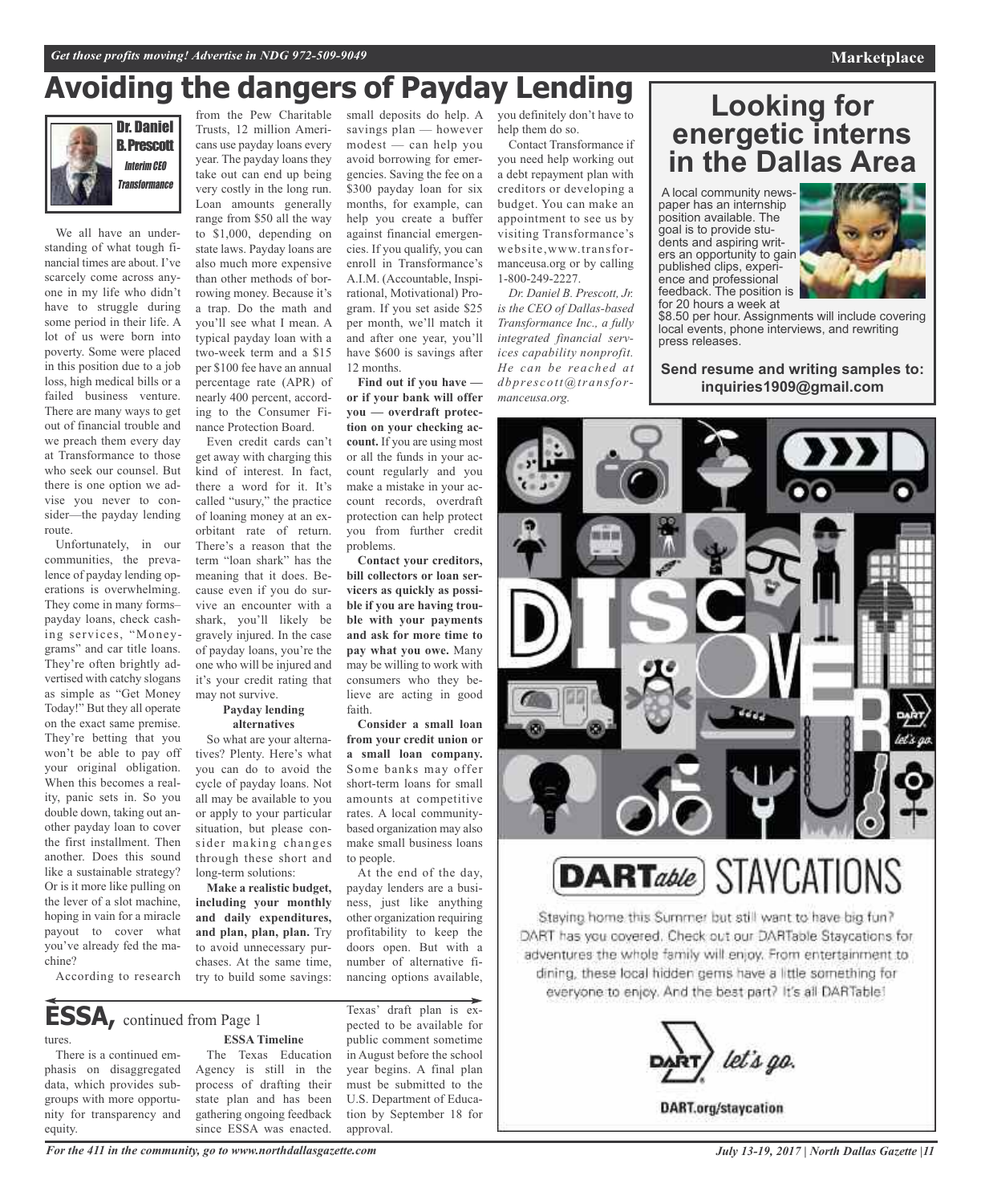# Avoiding the dangers of Payday Lending

**Dr. Daniel B. Prescott**
*Interim CEO Transformance*

We all have an understanding of what tough financial times are about. I've scarcely come across anyone in my life who didn't have to struggle during some period in their life. A lot of us were born into poverty. Some were placed in this position due to a job loss, high medical bills or a failed business venture. There are many ways to get out of financial trouble and we preach them every day at Transformance to those who seek our counsel. But there is one option we advise you never to consider—the payday lending route.

Unfortunately, in our communities, the prevalence of payday lending operations is overwhelming. They come in many forms–payday loans, check cashing services, "Moneygrams" and car title loans. They're often brightly advertised with catchy slogans as simple as "Get Money Today!" But they all operate on the exact same premise. They're betting that you won't be able to pay off your original obligation. When this becomes a reality, panic sets in. So you double down, taking out another payday loan to cover the first installment. Then another. Does this sound like a sustainable strategy? Or is it more like pulling on the lever of a slot machine, hoping in vain for a miracle payout to cover what you've already fed the machine?

According to research from the Pew Charitable Trusts, 12 million Americans use payday loans every year. The payday loans they take out can end up being very costly in the long run. Loan amounts generally range from $50 all the way to $1,000, depending on state laws. Payday loans are also much more expensive than other methods of borrowing money. Because it's a trap. Do the math and you'll see what I mean. A typical payday loan with a two-week term and a $15 per $100 fee have an annual percentage rate (APR) of nearly 400 percent, according to the Consumer Finance Protection Board.

Even credit cards can't get away with charging this kind of interest. In fact, there a word for it. It's called "usury," the practice of loaning money at an exorbitant rate of return. There's a reason that the term "loan shark" has the meaning that it does. Because even if you do survive an encounter with a shark, you'll likely be gravely injured. In the case of payday loans, you're the one who will be injured and it's your credit rating that may not survive.

### Payday lending alternatives

So what are your alternatives? Plenty. Here's what you can do to avoid the cycle of payday loans. Not all may be available to you or apply to your particular situation, but please consider making changes through these short and long-term solutions:

**Make a realistic budget, including your monthly and daily expenditures, and plan, plan, plan.** Try to avoid unnecessary purchases. At the same time, try to build some savings: small deposits do help. A savings plan — however modest — can help you avoid borrowing for emergencies. Saving the fee on a $300 payday loan for six months, for example, can help you create a buffer against financial emergencies. If you qualify, you can enroll in Transformance's A.I.M. (Accountable, Inspirational, Motivational) Program. If you set aside $25 per month, we'll match it and after one year, you'll have $600 is savings after 12 months.

**Find out if you have — or if your bank will offer you — overdraft protection on your checking account.** If you are using most or all the funds in your account regularly and you make a mistake in your account records, overdraft protection can help protect you from further credit problems.

**Contact your creditors, bill collectors or loan servicers as quickly as possible if you are having trouble with your payments and ask for more time to pay what you owe.** Many may be willing to work with consumers who they believe are acting in good faith.

**Consider a small loan from your credit union or a small loan company.** Some banks may offer short-term loans for small amounts at competitive rates. A local community-based organization may also make small business loans to people.

At the end of the day, payday lenders are a business, just like anything other organization requiring profitability to keep the doors open. But with a number of alternative financing options available, you definitely don't have to help them do so.

Contact Transformance if you need help working out a debt repayment plan with creditors or developing a budget. You can make an appointment to see us by visiting Transformance's website,www.transformanceusa.org or by calling 1-800-249-2227.

*Dr. Daniel B. Prescott, Jr. is the CEO of Dallas-based Transformance Inc., a fully integrated financial services capability nonprofit. He can be reached at dbprescott@transformanceusa.org.*

## ESSA, continued from Page 1

tures.

There is a continued emphasis on disaggregated data, which provides subgroups with more opportunity for transparency and equity.

### ESSA Timeline

The Texas Education Agency is still in the process of drafting their state plan and has been gathering ongoing feedback since ESSA was enacted. Texas' draft plan is expected to be available for public comment sometime in August before the school year begins. A final plan must be submitted to the U.S. Department of Education by September 18 for approval.

## Looking for energetic interns in the Dallas Area

A local community newspaper has an internship position available. The goal is to provide students and aspiring writers an opportunity to gain published clips, experience and professional feedback. The position is for 20 hours a week at $8.50 per hour. Assignments will include covering local events, phone interviews, and rewriting press releases.

**Send resume and writing samples to: inquiries1909@gmail.com**

## DISCOVER

## DARTable STAYCATIONS

Staying home this Summer but still want to have big fun? DART has you covered. Check out our DARTable Staycations for adventures the whole family will enjoy. From entertainment to dining, these local hidden gems have a little something for everyone to enjoy. And the best part? It's all DARTable!

DART let's go.

**DART.org/staycation**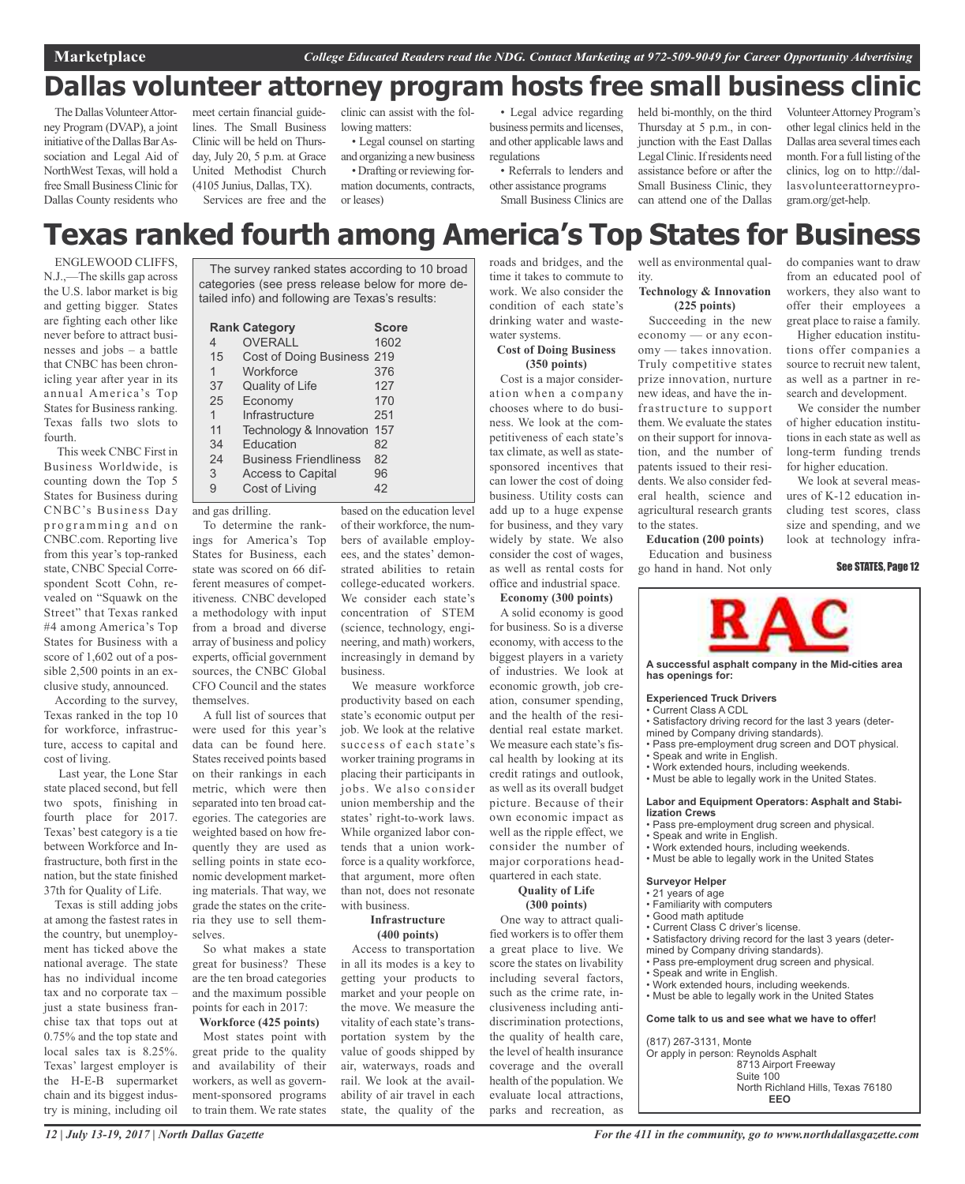# Dallas volunteer attorney program hosts free small business clinic

The Dallas Volunteer Attorney Program (DVAP), a joint initiative of the Dallas Bar Association and Legal Aid of NorthWest Texas, will hold a free Small Business Clinic for Dallas County residents who meet certain financial guidelines. The Small Business Clinic will be held on Thursday, July 20, 5 p.m. at Grace United Methodist Church (4105 Junius, Dallas, TX).

Services are free and the clinic can assist with the following matters:

- Legal counsel on starting and organizing a new business
- Drafting or reviewing formation documents, contracts, or leases)
- Legal advice regarding business permits and licenses, and other applicable laws and regulations
- Referrals to lenders and other assistance programs

Small Business Clinics are held bi-monthly, on the third Thursday at 5 p.m., in conjunction with the East Dallas Legal Clinic. If residents need assistance before or after the Small Business Clinic, they can attend one of the Dallas Volunteer Attorney Program's other legal clinics held in the Dallas area several times each month. For a full listing of the clinics, log on to http://dallasvolunteerattorneyprogram.org/get-help.

# Texas ranked fourth among America's Top States for Business

ENGLEWOOD CLIFFS, N.J.,—The skills gap across the U.S. labor market is big and getting bigger. States are fighting each other like never before to attract businesses and jobs – a battle that CNBC has been chronicling year after year in its annual America's Top States for Business ranking. Texas falls two slots to fourth.

This week CNBC First in Business Worldwide, is counting down the Top 5 States for Business during CNBC's Business Day programming and on CNBC.com. Reporting live from this year's top-ranked state, CNBC Special Correspondent Scott Cohn, revealed on "Squawk on the Street" that Texas ranked #4 among America's Top States for Business with a score of 1,602 out of a possible 2,500 points in an exclusive study, announced.

According to the survey, Texas ranked in the top 10 for workforce, infrastructure, access to capital and cost of living.

Last year, the Lone Star state placed second, but fell two spots, finishing in fourth place for 2017. Texas' best category is a tie between Workforce and Infrastructure, both first in the nation, but the state finished 37th for Quality of Life.

Texas is still adding jobs at among the fastest rates in the country, but unemployment has ticked above the national average. The state has no individual income tax and no corporate tax – just a state business franchise tax that tops out at 0.75% and the top state and local sales tax is 8.25%. Texas' largest employer is the H-E-B supermarket chain and its biggest industry is mining, including oil and gas drilling.

The survey ranked states according to 10 broad categories (see press release below for more detailed info) and following are Texas's results:

| Rank | Category | Score |
|---|---|---|
| 4 | OVERALL | 1602 |
| 15 | Cost of Doing Business | 219 |
| 1 | Workforce | 376 |
| 37 | Quality of Life | 127 |
| 25 | Economy | 170 |
| 1 | Infrastructure | 251 |
| 11 | Technology & Innovation | 157 |
| 34 | Education | 82 |
| 24 | Business Friendliness | 82 |
| 3 | Access to Capital | 96 |
| 9 | Cost of Living | 42 |

To determine the rankings for America's Top States for Business, each state was scored on 66 different measures of competitiveness. CNBC developed a methodology with input from a broad and diverse array of business and policy experts, official government sources, the CNBC Global CFO Council and the states themselves.

A full list of sources that were used for this year's data can be found here. States received points based on their rankings in each metric, which were then separated into ten broad categories. The categories are weighted based on how frequently they are used as selling points in state economic development marketing materials. That way, we grade the states on the criteria they use to sell themselves.

So what makes a state great for business? These are the ten broad categories and the maximum possible points for each in 2017:

**Workforce (425 points)**

Most states point with great pride to the quality and availability of their workers, as well as government-sponsored programs to train them. We rate states based on the education level of their workforce, the numbers of available employees, and the states' demonstrated abilities to retain college-educated workers. We consider each state's concentration of STEM (science, technology, engineering, and math) workers, increasingly in demand by business.

We measure workforce productivity based on each state's economic output per job. We look at the relative success of each state's worker training programs in placing their participants in jobs. We also consider union membership and the states' right-to-work laws. While organized labor contends that a union workforce is a quality workforce, that argument, more often than not, does not resonate with business.

**Infrastructure (400 points)**

Access to transportation in all its modes is a key to getting your products to market and your people on the move. We measure the vitality of each state's transportation system by the value of goods shipped by air, waterways, roads and rail. We look at the availability of air travel in each state, the quality of the roads and bridges, and the time it takes to commute to work. We also consider the condition of each state's drinking water and wastewater systems.

**Cost of Doing Business (350 points)**

Cost is a major consideration when a company chooses where to do business. We look at the competitiveness of each state's tax climate, as well as state-sponsored incentives that can lower the cost of doing business. Utility costs can add up to a huge expense for business, and they vary widely by state. We also consider the cost of wages, as well as rental costs for office and industrial space.

**Economy (300 points)**

A solid economy is good for business. So is a diverse economy, with access to the biggest players in a variety of industries. We look at economic growth, job creation, consumer spending, and the health of the residential real estate market. We measure each state's fiscal health by looking at its credit ratings and outlook, as well as its overall budget picture. Because of their own economic impact as well as the ripple effect, we consider the number of major corporations headquartered in each state.

**Quality of Life (300 points)**

One way to attract qualified workers is to offer them a great place to live. We score the states on livability including several factors, such as the crime rate, inclusiveness including anti-discrimination protections, the quality of health care, the level of health insurance coverage and the overall health of the population. We evaluate local attractions, parks and recreation, as well as environmental quality.

**Technology & Innovation (225 points)**

Succeeding in the new economy — or any economy — takes innovation. Truly competitive states prize innovation, nurture new ideas, and have the infrastructure to support them. We evaluate the states on their support for innovation, and the number of patents issued to their residents. We also consider federal health, science and agricultural research grants to the states.

**Education (200 points)**

Education and business go hand in hand. Not only do companies want to draw from an educated pool of workers, they also want to offer their employees a great place to raise a family.

Higher education institutions offer companies a source to recruit new talent, as well as a partner in research and development.

We consider the number of higher education institutions in each state as well as long-term funding trends for higher education.

We look at several measures of K-12 education including test scores, class size and spending, and we look at technology infra-

See STATES, Page 12

---

**RAC**

**A successful asphalt company in the Mid-cities area has openings for:**

**Experienced Truck Drivers**
- Current Class A CDL
- Satisfactory driving record for the last 3 years (determined by Company driving standards).
- Pass pre-employment drug screen and DOT physical.
- Speak and write in English.
- Work extended hours, including weekends.
- Must be able to legally work in the United States.

**Labor and Equipment Operators: Asphalt and Stabilization Crews**
- Pass pre-employment drug screen and physical.
- Speak and write in English.
- Work extended hours, including weekends.
- Must be able to legally work in the United States

**Surveyor Helper**
- 21 years of age
- Familiarity with computers
- Good math aptitude
- Current Class C driver's license.
- Satisfactory driving record for the last 3 years (determined by Company driving standards).
- Pass pre-employment drug screen and physical.
- Speak and write in English.
- Work extended hours, including weekends.
- Must be able to legally work in the United States

**Come talk to us and see what we have to offer!**

(817) 267-3131, Monte
Or apply in person: Reynolds Asphalt
8713 Airport Freeway
Suite 100
North Richland Hills, Texas 76180
**EEO**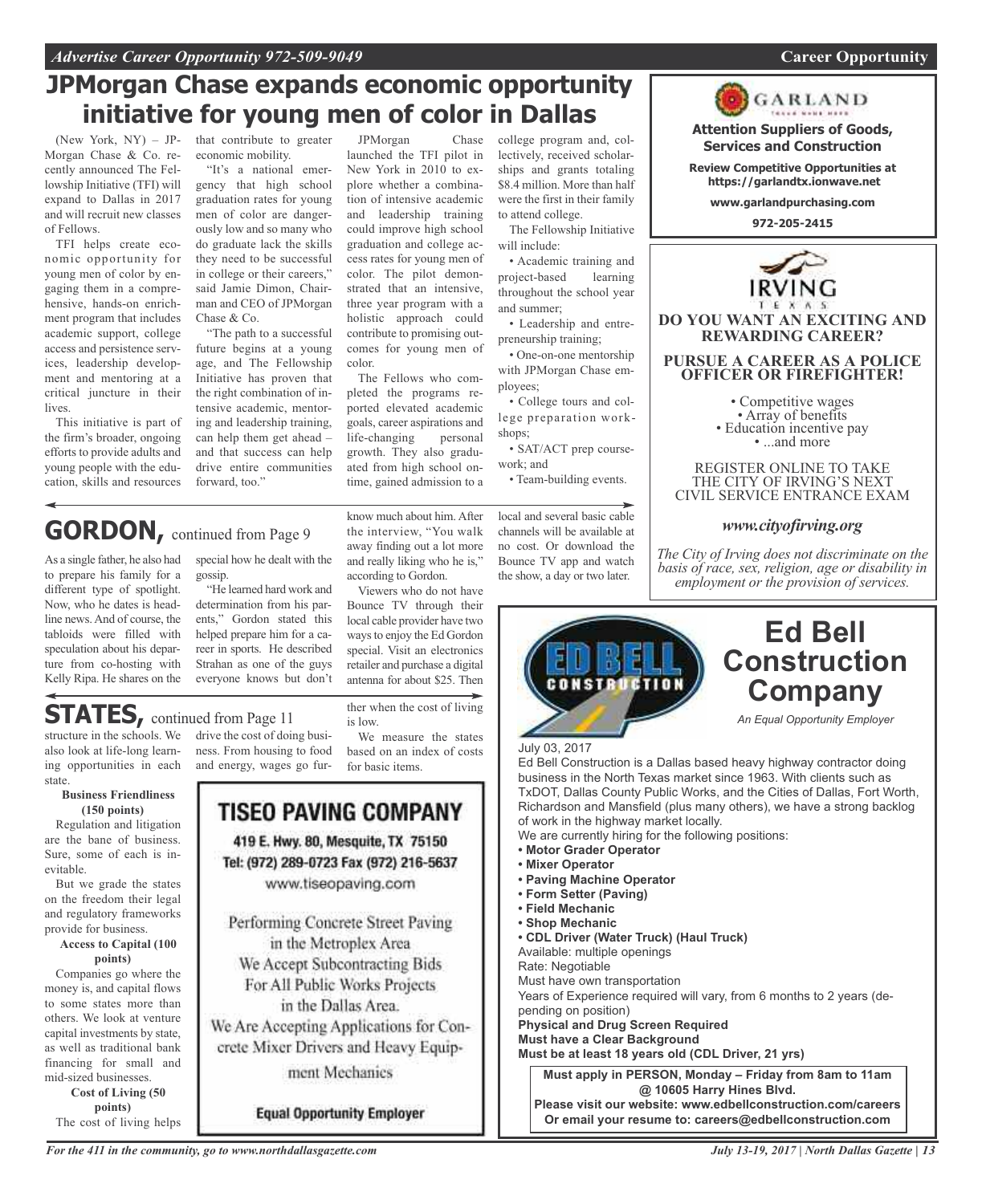# JPMorgan Chase expands economic opportunity initiative for young men of color in Dallas

(New York, NY) – JPMorgan Chase & Co. recently announced The Fellowship Initiative (TFI) will expand to Dallas in 2017 and will recruit new classes of Fellows.

TFI helps create economic opportunity for young men of color by engaging them in a comprehensive, hands-on enrichment program that includes academic support, college access and persistence services, leadership development and mentoring at a critical juncture in their lives.

This initiative is part of the firm's broader, ongoing efforts to provide adults and young people with the education, skills and resources that contribute to greater economic mobility.

"It's a national emergency that high school graduation rates for young men of color are dangerously low and so many who do graduate lack the skills they need to be successful in college or their careers," said Jamie Dimon, Chairman and CEO of JPMorgan Chase & Co.

"The path to a successful future begins at a young age, and The Fellowship Initiative has proven that the right combination of intensive academic, mentoring and leadership training, can help them get ahead – and that success can help drive entire communities forward, too."

JPMorgan Chase launched the TFI pilot in New York in 2010 to explore whether a combination of intensive academic and leadership training could improve high school graduation and college access rates for young men of color. The pilot demonstrated that an intensive, three year program with a holistic approach could contribute to promising outcomes for young men of color.

The Fellows who completed the programs reported elevated academic goals, career aspirations and life-changing personal growth. They also graduated from high school on-time, gained admission to a college program and, collectively, received scholarships and grants totaling $8.4 million. More than half were the first in their family to attend college.

The Fellowship Initiative will include:

- Academic training and project-based learning throughout the school year and summer;
- Leadership and entrepreneurship training;
- One-on-one mentorship with JPMorgan Chase employees;
- College tours and college preparation workshops;
- SAT/ACT prep coursework; and
- Team-building events.

## GORDON, continued from Page 9

As a single father, he also had to prepare his family for a different type of spotlight. Now, who he dates is headline news. And of course, the tabloids were filled with speculation about his departure from co-hosting with Kelly Ripa. He shares on the special how he dealt with the gossip.

"He learned hard work and determination from his parents," Gordon stated this helped prepare him for a career in sports. He described Strahan as one of the guys everyone knows but don't know much about him. After the interview, "You walk away finding out a lot more and really liking who he is," according to Gordon.

Viewers who do not have Bounce TV through their local cable provider have two ways to enjoy the Ed Gordon special. Visit an electronics retailer and purchase a digital antenna for about $25. Then local and several basic cable channels will be available at no cost. Or download the Bounce TV app and watch the show, a day or two later.

## STATES, continued from Page 11

structure in the schools. We also look at life-long learning opportunities in each state.

**Business Friendliness (150 points)**

Regulation and litigation are the bane of business. Sure, some of each is inevitable.

But we grade the states on the freedom their legal and regulatory frameworks provide for business.

**Access to Capital (100 points)**

Companies go where the money is, and capital flows to some states more than others. We look at venture capital investments by state, as well as traditional bank financing for small and mid-sized businesses.

**Cost of Living (50 points)**

The cost of living helps drive the cost of doing business. From housing to food and energy, wages go further when the cost of living is low.

We measure the states based on an index of costs for basic items.

---

**TISEO PAVING COMPANY**

419 E. Hwy. 80, Mesquite, TX 75150
Tel: (972) 289-0723 Fax (972) 216-5637
www.tiseopaving.com

Performing Concrete Street Paving in the Metroplex Area
We Accept Subcontracting Bids For All Public Works Projects in the Dallas Area.
We Are Accepting Applications for Concrete Mixer Drivers and Heavy Equipment Mechanics

**Equal Opportunity Employer**

---

**GARLAND**

**Attention Suppliers of Goods, Services and Construction**

**Review Competitive Opportunities at https://garlandtx.ionwave.net**

**www.garlandpurchasing.com**

**972-205-2415**

---

**IRVING TEXAS**

**DO YOU WANT AN EXCITING AND REWARDING CAREER?**

**PURSUE A CAREER AS A POLICE OFFICER OR FIREFIGHTER!**

- Competitive wages
- Array of benefits
- Education incentive pay
- ...and more

REGISTER ONLINE TO TAKE THE CITY OF IRVING'S NEXT CIVIL SERVICE ENTRANCE EXAM

*www.cityofirving.org*

*The City of Irving does not discriminate on the basis of race, sex, religion, age or disability in employment or the provision of services.*

---

## Ed Bell Construction Company

*An Equal Opportunity Employer*

July 03, 2017

Ed Bell Construction is a Dallas based heavy highway contractor doing business in the North Texas market since 1963. With clients such as TxDOT, Dallas County Public Works, and the Cities of Dallas, Fort Worth, Richardson and Mansfield (plus many others), we have a strong backlog of work in the highway market locally.

We are currently hiring for the following positions:

- **Motor Grader Operator**
- **Mixer Operator**
- **Paving Machine Operator**
- **Form Setter (Paving)**
- **Field Mechanic**
- **Shop Mechanic**
- **CDL Driver (Water Truck) (Haul Truck)**

Available: multiple openings
Rate: Negotiable
Must have own transportation
Years of Experience required will vary, from 6 months to 2 years (depending on position)
**Physical and Drug Screen Required**
**Must have a Clear Background**
**Must be at least 18 years old (CDL Driver, 21 yrs)**

**Must apply in PERSON, Monday – Friday from 8am to 11am @ 10605 Harry Hines Blvd.**
**Please visit our website: www.edbellconstruction.com/careers**
**Or email your resume to: careers@edbellconstruction.com**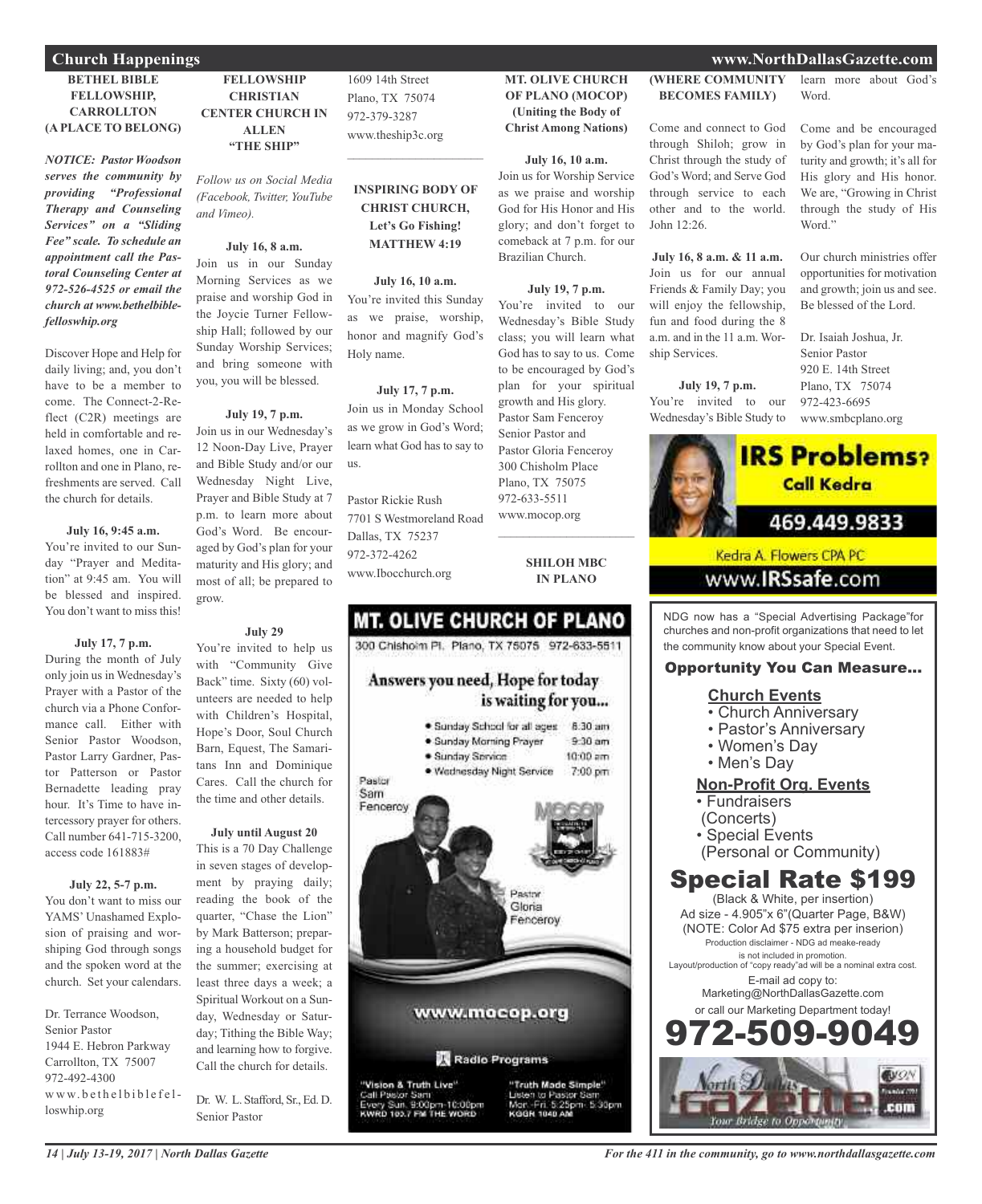## Church Happenings

### BETHEL BIBLE FELLOWSHIP, CARROLLTON (A PLACE TO BELONG)

***NOTICE: Pastor Woodson serves the community by providing "Professional Therapy and Counseling Services" on a "Sliding Fee" scale. To schedule an appointment call the Pastoral Counseling Center at 972-526-4525 or email the church at www.bethelbiblefelloswhip.org***

Discover Hope and Help for daily living; and, you don't have to be a member to come. The Connect-2-Reflect (C2R) meetings are held in comfortable and relaxed homes, one in Carrollton and one in Plano, refreshments are served. Call the church for details.

**July 16, 9:45 a.m.**
You're invited to our Sunday "Prayer and Meditation" at 9:45 am. You will be blessed and inspired. You don't want to miss this!

**July 17, 7 p.m.**
During the month of July only join us in Wednesday's Prayer with a Pastor of the church via a Phone Conformance call. Either with Senior Pastor Woodson, Pastor Larry Gardner, Pastor Patterson or Pastor Bernadette leading pray hour. It's Time to have intercessory prayer for others. Call number 641-715-3200, access code 161883#

**July 22, 5-7 p.m.**
You don't want to miss our YAMS' Unashamed Explosion of praising and worshiping God through songs and the spoken word at the church. Set your calendars.

Dr. Terrance Woodson,
Senior Pastor
1944 E. Hebron Parkway
Carrollton, TX 75007
972-492-4300
www.bethelbiblefelloswhip.org

### FELLOWSHIP CHRISTIAN CENTER CHURCH IN ALLEN "THE SHIP"

*Follow us on Social Media (Facebook, Twitter, YouTube and Vimeo).*

**July 16, 8 a.m.**
Join us in our Sunday Morning Services as we praise and worship God in the Joycie Turner Fellowship Hall; followed by our Sunday Worship Services; and bring someone with you, you will be blessed.

**July 19, 7 p.m.**
Join us in our Wednesday's 12 Noon-Day Live, Prayer and Bible Study and/or our Wednesday Night Live, Prayer and Bible Study at 7 p.m. to learn more about God's Word. Be encouraged by God's plan for your maturity and His glory; and most of all; be prepared to grow.

**July 29**
You're invited to help us with "Community Give Back" time. Sixty (60) volunteers are needed to help with Children's Hospital, Hope's Door, Soul Church Barn, Equest, The Samaritans Inn and Dominique Cares. Call the church for the time and other details.

**July until August 20**
This is a 70 Day Challenge in seven stages of development by praying daily; reading the book of the quarter, "Chase the Lion" by Mark Batterson; preparing a household budget for the summer; exercising at least three days a week; a Spiritual Workout on a Sunday, Wednesday or Saturday; Tithing the Bible Way; and learning how to forgive. Call the church for details.

Dr. W. L. Stafford, Sr., Ed. D.
Senior Pastor
1609 14th Street
Plano, TX 75074
972-379-3287
www.theship3c.org

### INSPIRING BODY OF CHRIST CHURCH, Let's Go Fishing! MATTHEW 4:19

**July 16, 10 a.m.**
You're invited this Sunday as we praise, worship, honor and magnify God's Holy name.

**July 17, 7 p.m.**
Join us in Monday School as we grow in God's Word; learn what God has to say to us.

Pastor Rickie Rush
7701 S Westmoreland Road
Dallas, TX 75237
972-372-4262
www.Ibocchurch.org

### MT. OLIVE CHURCH OF PLANO (MOCOP) (Uniting the Body of Christ Among Nations)

**July 16, 10 a.m.**
Join us for Worship Service as we praise and worship God for His Honor and His glory; and don't forget to comeback at 7 p.m. for our Brazilian Church.

**July 19, 7 p.m.**
You're invited to our Wednesday's Bible Study class; you will learn what God has to say to us. Come to be encouraged by God's plan for your spiritual growth and His glory.

Pastor Sam Fenceroy
Senior Pastor and
Pastor Gloria Fenceroy
300 Chisholm Place
Plano, TX 75075
972-633-5511
www.mocop.org

### SHILOH MBC IN PLANO (WHERE COMMUNITY BECOMES FAMILY)

Come and connect to God through Shiloh; grow in Christ through the study of God's Word; and Serve God through service to each other and to the world. John 12:26.

**July 16, 8 a.m. & 11 a.m.**
Join us for our annual Friends & Family Day; you will enjoy the fellowship, fun and food during the 8 a.m. and in the 11 a.m. Worship Services.

**July 19, 7 p.m.**
You're invited to our Wednesday's Bible Study to learn more about God's Word.

Come and be encouraged by God's plan for your maturity and growth; it's all for His glory and His honor. We are, "Growing in Christ through the study of His Word."

Our church ministries offer opportunities for motivation and growth; join us and see. Be blessed of the Lord.

Dr. Isaiah Joshua, Jr.
Senior Pastor
920 E. 14th Street
Plano, TX 75074
972-423-6695
www.smbcplano.org

---

**MT. OLIVE CHURCH OF PLANO**
300 Chisholm Pl. Plano, TX 75075 972-633-5511

Answers you need, Hope for today is waiting for you...

- Sunday School for all ages 8:30 am
- Sunday Morning Prayer 9:30 am
- Sunday Service 10:00 am
- Wednesday Night Service 7:00 pm

Pastor Sam Fenceroy
Pastor Gloria Fenceroy

www.mocop.org

Radio Programs

"Vision & Truth Live" Call Pastor Sam Every Sun. 9:00pm-10:00pm KWRD 103.7 FM THE WORD

"Truth Made Simple" Listen to Pastor Sam Mon.-Fri. 5:25pm-5:30pm KGGR 1040 AM

---

**IRS Problems? Call Kedra**
469.449.9833
Kedra A. Flowers CPA PC
www.IRSsafe.com

---

NDG now has a "Special Advertising Package" for churches and non-profit organizations that need to let the community know about your Special Event.

**Opportunity You Can Measure...**

**Church Events**
- Church Anniversary
- Pastor's Anniversary
- Women's Day
- Men's Day

**Non-Profit Org. Events**
- Fundraisers (Concerts)
- Special Events (Personal or Community)

**Special Rate $199**
(Black & White, per insertion)
Ad size - 4.905"x 6"(Quarter Page, B&W)
(NOTE: Color Ad $75 extra per inserion)
Production disclaimer - NDG ad meake-ready is not included in promotion.
Layout/production of "copy ready"ad will be a nominal extra cost.
E-mail ad copy to:
Marketing@NorthDallasGazette.com
or call our Marketing Department today!
**972-509-9049**

North Dallas Gazette .com — Your Bridge to Opportunity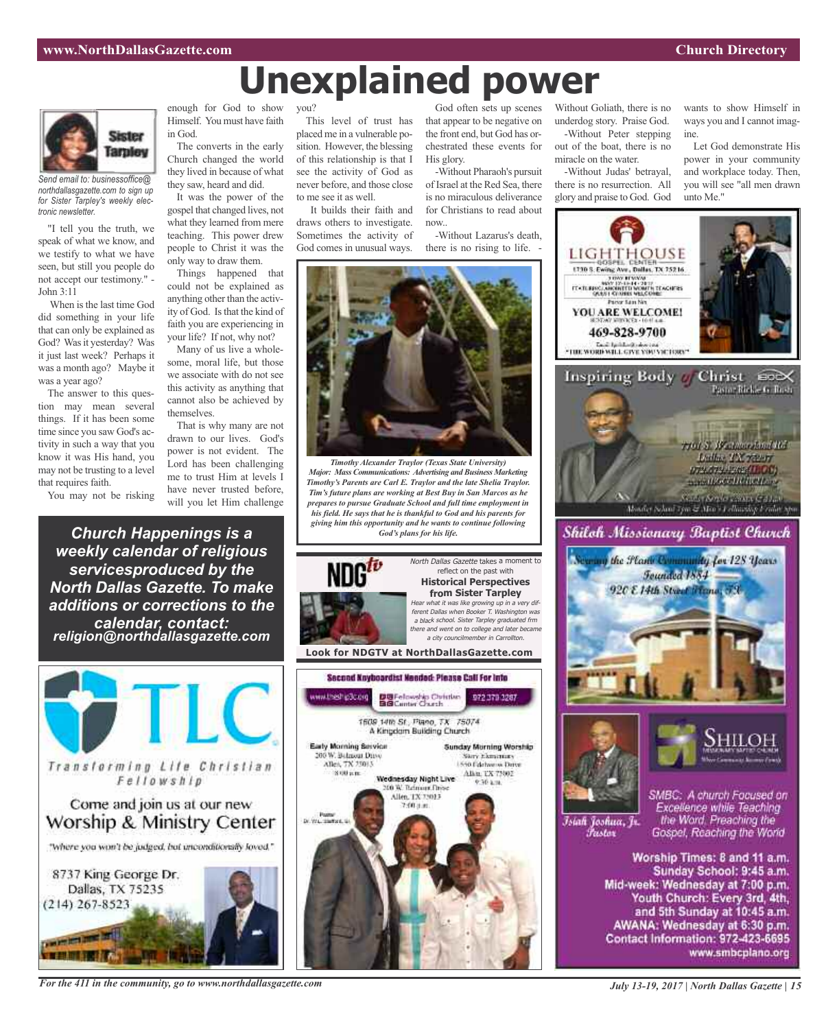# Unexplained power

Sister Tarpley

*Send email to: businessoffice@northdallasgazette.com to sign up for Sister Tarpley's weekly electronic newsletter.*

"I tell you the truth, we speak of what we know, and we testify to what we have seen, but still you people do not accept our testimony." - John 3:11

When is the last time God did something in your life that can only be explained as God? Was it yesterday? Was it just last week? Perhaps it was a month ago? Maybe it was a year ago?

The answer to this question may mean several things. If it has been some time since you saw God's activity in such a way that you know it was His hand, you may not be trusting to a level that requires faith.

You may not be risking enough for God to show Himself. You must have faith in God.

The converts in the early Church changed the world they lived in because of what they saw, heard and did.

It was the power of the gospel that changed lives, not what they learned from mere teaching. This power drew people to Christ it was the only way to draw them.

Things happened that could not be explained as anything other than the activity of God. Is that the kind of faith you are experiencing in your life? If not, why not?

Many of us live a wholesome, moral life, but those we associate with do not see this activity as anything that cannot also be achieved by themselves.

That is why many are not drawn to our lives. God's power is not evident. The Lord has been challenging me to trust Him at levels I have never trusted before, will you let Him challenge you?

This level of trust has placed me in a vulnerable position. However, the blessing of this relationship is that I see the activity of God as never before, and those close to me see it as well.

It builds their faith and draws others to investigate. Sometimes the activity of God comes in unusual ways.

God often sets up scenes that appear to be negative on the front end, but God has orchestrated these events for His glory.

-Without Pharaoh's pursuit of Israel at the Red Sea, there is no miraculous deliverance for Christians to read about now..

-Without Lazarus's death, there is no rising to life. - Without Goliath, there is no underdog story. Praise God.

-Without Peter stepping out of the boat, there is no miracle on the water.

-Without Judas' betrayal, there is no resurrection. All glory and praise to God. God wants to show Himself in ways you and I cannot imagine.

Let God demonstrate His power in your community and workplace today. Then, you will see "all men drawn unto Me."

*Timothy Alexander Traylor (Texas State University) Major: Mass Communications: Advertising and Business Marketing Timothy's Parents are Carl E. Traylor and the late Shelia Traylor. Tim's future plans are working at Best Buy in San Marcos as he prepares to pursue Graduate School and full time employment in his field. He says that he is thankful to God and his parents for giving him this opportunity and he wants to continue following God's plans for his life.*

**Church Happenings is a weekly calendar of religious servicesproduced by the North Dallas Gazette. To make additions or corrections to the calendar, contact: religion@northdallasgazette.com**

NDGtv

*North Dallas Gazette* takes a moment to reflect on the past with **Historical Perspectives from Sister Tarpley**

*Hear what it was like growing up in a very different Dallas when Booker T. Washington was a black school. Sister Tarpley graduated frm there and went on to college and later became a city councilmember in Carrollton.*

**Look for NDGTV at NorthDallasGazette.com**

**TLC**
Transforming Life Christian Fellowship
Come and join us at our new Worship & Ministry Center
"Where you won't be judged, but unconditionally loved."
8737 King George Dr.
Dallas, TX 75235
(214) 267-8523

**Second Keyboardist Needed: Please Call For Info**
www.theship3c.org | Fellowship Christian Center Church | 972 379 3287
1609 14th St., Plano, TX 75074
A Kingdom Building Church
Early Morning Service: 200 W. Belmont Drive, Allen, TX 75013, 8:00 a.m.
Sunday Morning Worship: Story Elementary, 1550 Edelweiss Drive, Allen, TX 75002, 9:30 a.m.
Wednesday Night Live: 200 W. Belmont Drive, Allen, TX 75013, 7:00 p.m.
Pastor Dr. W.L. Stafford, Sr.

**LIGHTHOUSE GOSPEL CENTER**
1730 S. Ewing Ave., Dallas, TX 75216
YOU ARE WELCOME!
469-828-9700
"THE WORD WILL GIVE YOU VICTORY"

**Inspiring Body of Christ**
Pastor Rickie G. Rush
7701 S. Westmoreland Rd
Dallas TX 75237
972.372.4262 (IBOC)

**Shiloh Missionary Baptist Church**
Serving the Plano Community for 128 Years
Founded 1884
920 E 14th Street Plano, TX
Isiah Joshua, Jr. Pastor
SMBC: A church Focused on Excellence while Teaching the Word. Preaching the Gospel, Reaching the World
Worship Times: 8 and 11 a.m.
Sunday School: 9:45 a.m.
Mid-week: Wednesday at 7:00 p.m.
Youth Church: Every 3rd, 4th, and 5th Sunday at 10:45 a.m.
AWANA: Wednesday at 6:30 p.m.
Contact Information: 972-423-6695
www.smbcplano.org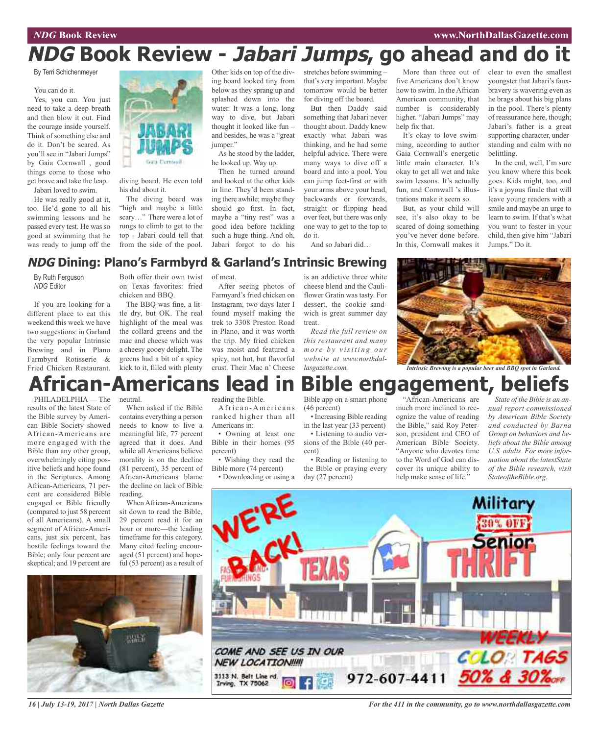# *NDG* Book Review - *Jabari Jumps*, go ahead and do it

By Terri Schichenmeyer

You can do it.

Yes, you can. You just need to take a deep breath and then blow it out. Find the courage inside yourself. Think of something else and do it. Don't be scared. As you'll see in "Jabari Jumps" by Gaia Cornwall , good things come to those who get brave and take the leap.

Jabari loved to swim.

He was really good at it, too. He'd gone to all his swimming lessons and he passed every test. He was so good at swimming that he was ready to jump off the diving board. He even told his dad about it.

The diving board was "high and maybe a little scary…" There were a lot of rungs to climb to get to the top - Jabari could tell that from the side of the pool. Other kids on top of the diving board looked tiny from below as they sprang up and splashed down into the water. It was a long, long way to dive, but Jabari thought it looked like fun – and besides, he was a "great jumper."

As he stood by the ladder, he looked up. Way up.

Then he turned around and looked at the other kids in line. They'd been standing there awhile; maybe they should go first. In fact, maybe a "tiny rest" was a good idea before tackling such a huge thing. And oh, Jabari forgot to do his stretches before swimming – that's very important. Maybe tomorrow would be better for diving off the board.

But then Daddy said something that Jabari never thought about. Daddy knew exactly what Jabari was thinking, and he had some helpful advice. There were many ways to dive off a board and into a pool. You can jump feet-first or with your arms above your head, backwards or forwards, straight or flipping head over feet, but there was only one way to get to the top to do it.

And so Jabari did…

More than three out of five Americans don't know how to swim. In the African American community, that number is considerably higher. "Jabari Jumps" may help fix that.

It's okay to love swimming, according to author Gaia Cornwall's energetic little main character. It's okay to get all wet and take swim lessons. It's actually fun, and Cornwall 's illustrations make it seem so.

But, as your child will see, it's also okay to be scared of doing something you've never done before. In this, Cornwall makes it clear to even the smallest youngster that Jabari's faux-bravery is wavering even as he brags about his big plans in the pool. There's plenty of reassurance here, though; Jabari's father is a great supporting character, understanding and calm with no belittling.

In the end, well, I'm sure you know where this book goes. Kids might, too, and it's a joyous finale that will leave young readers with a smile and maybe an urge to learn to swim. If that's what you want to foster in your child, then give him "Jabari Jumps." Do it.

## *NDG* Dining: Plano's Farmbyrd & Garland's Intrinsic Brewing

By Ruth Ferguson
*NDG* Editor

If you are looking for a different place to eat this weekend this week we have two suggestions: in Garland the very popular Intrinsic Brewing and in Plano Farmbyrd Rotisserie & Fried Chicken Restaurant. Both offer their own twist on Texas favorites: fried chicken and BBQ.

The BBQ was fine, a little dry, but OK. The real highlight of the meal was the collard greens and the mac and cheese which was a cheesy gooey delight. The greens had a bit of a spicy kick to it, filled with plenty of meat.

After seeing photos of Farmyard's fried chicken on Instagram, two days later I found myself making the trek to 3308 Preston Road in Plano, and it was worth the trip. My fried chicken was moist and featured a spicy, not hot, but flavorful crust. Their Mac n' Cheese is an addictive three white cheese blend and the Cauliflower Gratin was tasty. For dessert, the cookie sandwich is great summer day treat.

*Read the full review on this restaurant and many more by visiting our website at www.northdallasgazette.com,*

*Intrinsic Brewing is a popular beer and BBQ spot in Garland.*

# African-Americans lead in Bible engagement, beliefs

PHILADELPHIA — The results of the latest State of the Bible survey by American Bible Society showed African-Americans are more engaged with the Bible than any other group, overwhelmingly citing positive beliefs and hope found in the Scriptures. Among African-Americans, 71 percent are considered Bible engaged or Bible friendly (compared to just 58 percent of all Americans). A small segment of African-Americans, just six percent, has hostile feelings toward the Bible; only four percent are skeptical; and 19 percent are neutral.

When asked if the Bible contains everything a person needs to know to live a meaningful life, 77 percent agreed that it does. And while all Americans believe morality is on the decline (81 percent), 35 percent of African-Americans blame the decline on lack of Bible reading.

When African-Americans sit down to read the Bible, 29 percent read it for an hour or more—the leading timeframe for this category. Many cited feeling encouraged (51 percent) and hopeful (53 percent) as a result of reading the Bible.

African-Americans ranked higher than all Americans in:

- Owning at least one Bible in their homes (95 percent)
- Wishing they read the Bible more (74 percent)
- Downloading or using a Bible app on a smart phone (46 percent)
- Increasing Bible reading in the last year (33 percent)
- Listening to audio versions of the Bible (40 percent)
- Reading or listening to the Bible or praying every day (27 percent)

"African-Americans are much more inclined to recognize the value of reading the Bible," said Roy Peterson, president and CEO of American Bible Society. "Anyone who devotes time to the Word of God can discover its unique ability to help make sense of life."

*State of the Bible is an annual report commissioned by American Bible Society and conducted by Barna Group on behaviors and beliefs about the Bible among U.S. adults. For more information about the latestState of the Bible research, visit StateoftheBible.org.*

WE'RE BACK! TEXAS THRIFT

Military 30% OFF Senior

WEEKLY COLOR TAGS 50% & 30% OFF

COME AND SEE US IN OUR NEW LOCATION!!!!!

3113 N. Belt Line rd. Irving, TX 75062

972-607-4411